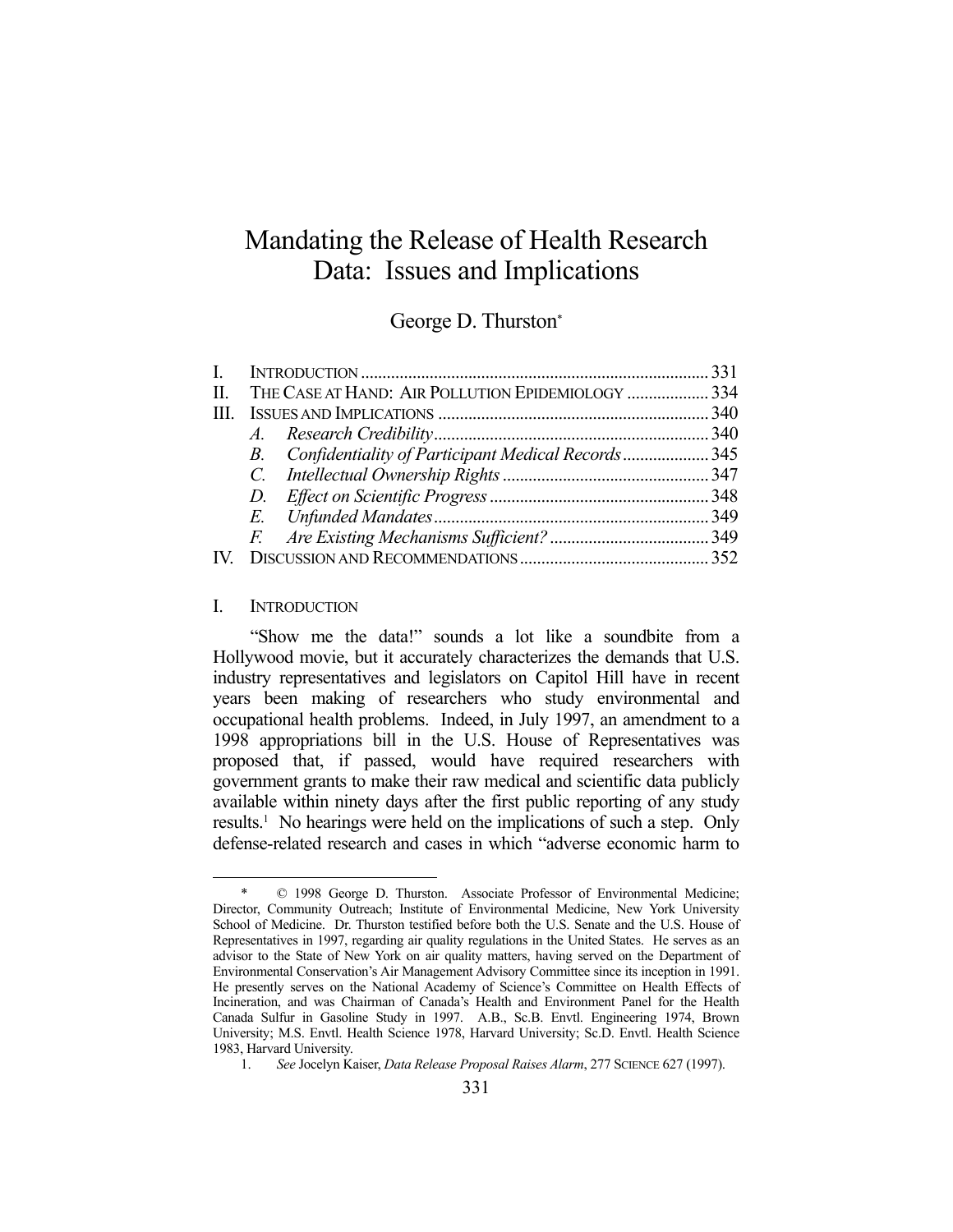# Mandating the Release of Health Research Data: Issues and Implications

George D. Thurston*

| | | |
|---|---|---|
| I. | INTRODUCTION | 331 |
| II. | THE CASE AT HAND: AIR POLLUTION EPIDEMIOLOGY | 334 |
| III. | ISSUES AND IMPLICATIONS | 340 |
| | *A. Research Credibility* | 340 |
| | *B. Confidentiality of Participant Medical Records* | 345 |
| | *C. Intellectual Ownership Rights* | 347 |
| | *D. Effect on Scientific Progress* | 348 |
| | *E. Unfunded Mandates* | 349 |
| | *F. Are Existing Mechanisms Sufficient?* | 349 |
| IV. | DISCUSSION AND RECOMMENDATIONS | 352 |

## I. INTRODUCTION

"Show me the data!" sounds a lot like a soundbite from a Hollywood movie, but it accurately characterizes the demands that U.S. industry representatives and legislators on Capitol Hill have in recent years been making of researchers who study environmental and occupational health problems. Indeed, in July 1997, an amendment to a 1998 appropriations bill in the U.S. House of Representatives was proposed that, if passed, would have required researchers with government grants to make their raw medical and scientific data publicly available within ninety days after the first public reporting of any study results.[1] No hearings were held on the implications of such a step. Only defense-related research and cases in which "adverse economic harm to

---

\* © 1998 George D. Thurston. Associate Professor of Environmental Medicine; Director, Community Outreach; Institute of Environmental Medicine, New York University School of Medicine. Dr. Thurston testified before both the U.S. Senate and the U.S. House of Representatives in 1997, regarding air quality regulations in the United States. He serves as an advisor to the State of New York on air quality matters, having served on the Department of Environmental Conservation's Air Management Advisory Committee since its inception in 1991. He presently serves on the National Academy of Science's Committee on Health Effects of Incineration, and was Chairman of Canada's Health and Environment Panel for the Health Canada Sulfur in Gasoline Study in 1997. A.B., Sc.B. Envtl. Engineering 1974, Brown University; M.S. Envtl. Health Science 1978, Harvard University; Sc.D. Envtl. Health Science 1983, Harvard University.

1. *See* Jocelyn Kaiser, *Data Release Proposal Raises Alarm*, 277 SCIENCE 627 (1997).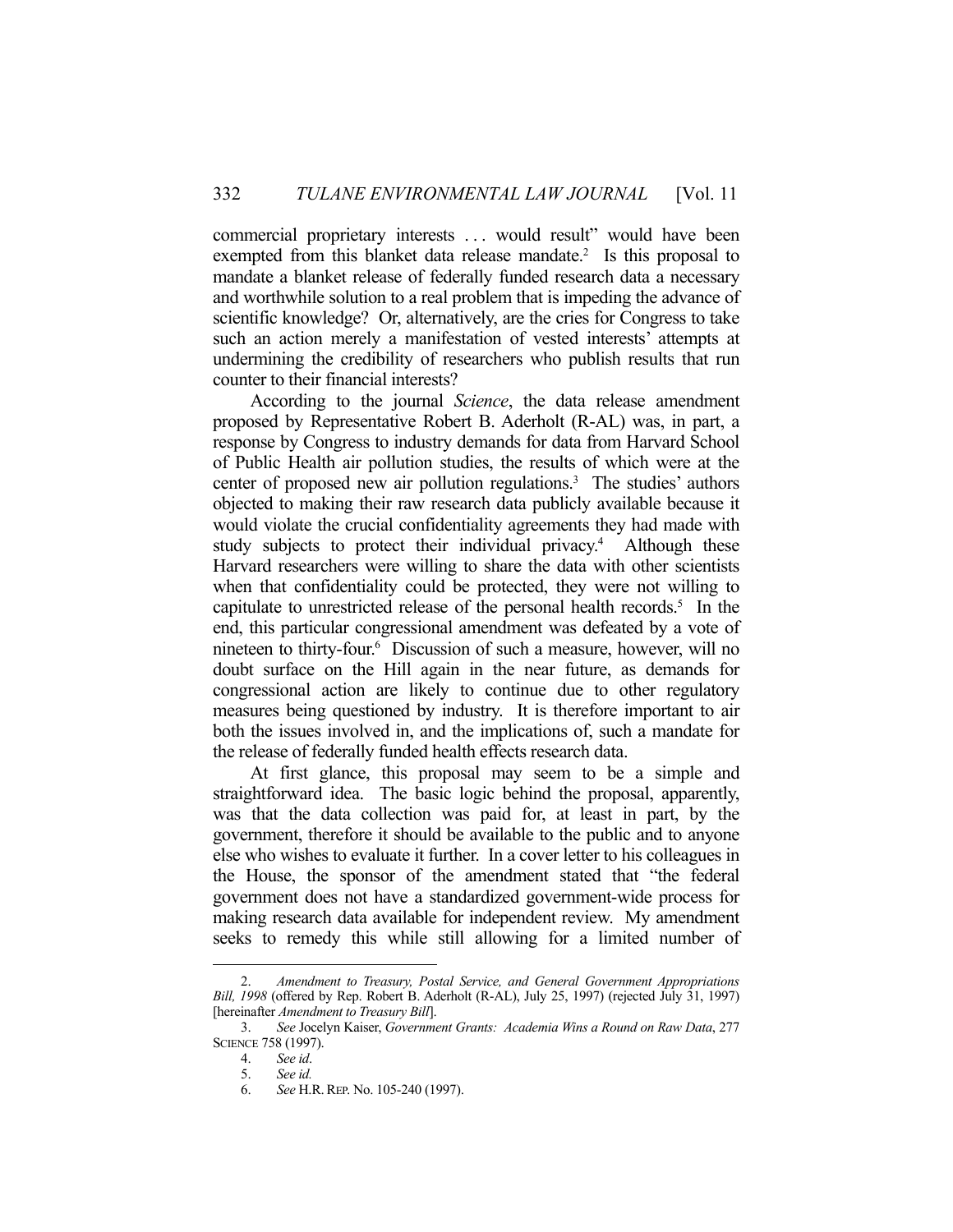commercial proprietary interests . . . would result" would have been exempted from this blanket data release mandate.[2] Is this proposal to mandate a blanket release of federally funded research data a necessary and worthwhile solution to a real problem that is impeding the advance of scientific knowledge? Or, alternatively, are the cries for Congress to take such an action merely a manifestation of vested interests' attempts at undermining the credibility of researchers who publish results that run counter to their financial interests?

According to the journal *Science*, the data release amendment proposed by Representative Robert B. Aderholt (R-AL) was, in part, a response by Congress to industry demands for data from Harvard School of Public Health air pollution studies, the results of which were at the center of proposed new air pollution regulations.[3] The studies' authors objected to making their raw research data publicly available because it would violate the crucial confidentiality agreements they had made with study subjects to protect their individual privacy.[4] Although these Harvard researchers were willing to share the data with other scientists when that confidentiality could be protected, they were not willing to capitulate to unrestricted release of the personal health records.[5] In the end, this particular congressional amendment was defeated by a vote of nineteen to thirty-four.[6] Discussion of such a measure, however, will no doubt surface on the Hill again in the near future, as demands for congressional action are likely to continue due to other regulatory measures being questioned by industry. It is therefore important to air both the issues involved in, and the implications of, such a mandate for the release of federally funded health effects research data.

At first glance, this proposal may seem to be a simple and straightforward idea. The basic logic behind the proposal, apparently, was that the data collection was paid for, at least in part, by the government, therefore it should be available to the public and to anyone else who wishes to evaluate it further. In a cover letter to his colleagues in the House, the sponsor of the amendment stated that "the federal government does not have a standardized government-wide process for making research data available for independent review. My amendment seeks to remedy this while still allowing for a limited number of

---

2. *Amendment to Treasury, Postal Service, and General Government Appropriations Bill, 1998* (offered by Rep. Robert B. Aderholt (R-AL), July 25, 1997) (rejected July 31, 1997) [hereinafter *Amendment to Treasury Bill*].

3. *See* Jocelyn Kaiser, *Government Grants: Academia Wins a Round on Raw Data*, 277 SCIENCE 758 (1997).

4. *See id*.

5. *See id.*

6. *See* H.R. REP. No. 105-240 (1997).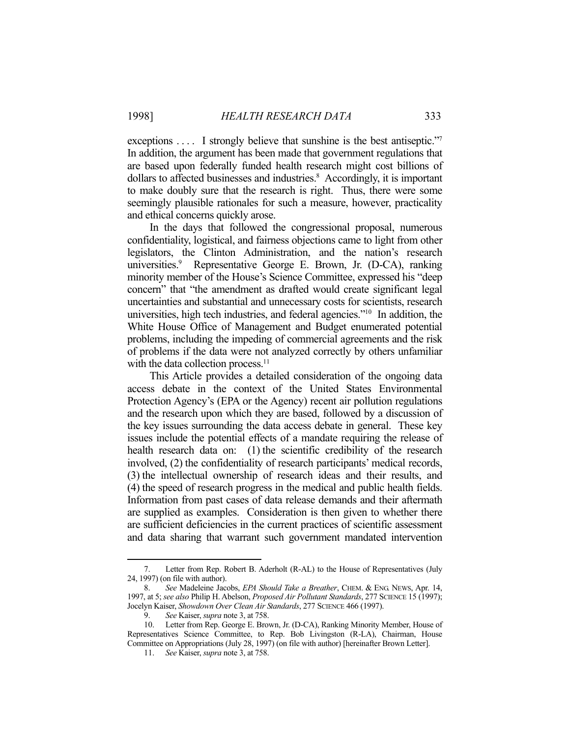exceptions . . . . I strongly believe that sunshine is the best antiseptic."[7] In addition, the argument has been made that government regulations that are based upon federally funded health research might cost billions of dollars to affected businesses and industries.[8] Accordingly, it is important to make doubly sure that the research is right. Thus, there were some seemingly plausible rationales for such a measure, however, practicality and ethical concerns quickly arose.

In the days that followed the congressional proposal, numerous confidentiality, logistical, and fairness objections came to light from other legislators, the Clinton Administration, and the nation's research universities.[9] Representative George E. Brown, Jr. (D-CA), ranking minority member of the House's Science Committee, expressed his "deep concern" that "the amendment as drafted would create significant legal uncertainties and substantial and unnecessary costs for scientists, research universities, high tech industries, and federal agencies."[10] In addition, the White House Office of Management and Budget enumerated potential problems, including the impeding of commercial agreements and the risk of problems if the data were not analyzed correctly by others unfamiliar with the data collection process.[11]

This Article provides a detailed consideration of the ongoing data access debate in the context of the United States Environmental Protection Agency's (EPA or the Agency) recent air pollution regulations and the research upon which they are based, followed by a discussion of the key issues surrounding the data access debate in general. These key issues include the potential effects of a mandate requiring the release of health research data on: (1) the scientific credibility of the research involved, (2) the confidentiality of research participants' medical records, (3) the intellectual ownership of research ideas and their results, and (4) the speed of research progress in the medical and public health fields. Information from past cases of data release demands and their aftermath are supplied as examples. Consideration is then given to whether there are sufficient deficiencies in the current practices of scientific assessment and data sharing that warrant such government mandated intervention

---

7. Letter from Rep. Robert B. Aderholt (R-AL) to the House of Representatives (July 24, 1997) (on file with author).

8. *See* Madeleine Jacobs, *EPA Should Take a Breather*, CHEM. & ENG. NEWS, Apr. 14, 1997, at 5; *see also* Philip H. Abelson, *Proposed Air Pollutant Standards*, 277 SCIENCE 15 (1997); Jocelyn Kaiser, *Showdown Over Clean Air Standards*, 277 SCIENCE 466 (1997).

9. *See* Kaiser, *supra* note 3, at 758.

10. Letter from Rep. George E. Brown, Jr. (D-CA), Ranking Minority Member, House of Representatives Science Committee, to Rep. Bob Livingston (R-LA), Chairman, House Committee on Appropriations (July 28, 1997) (on file with author) [hereinafter Brown Letter].

11. *See* Kaiser, *supra* note 3, at 758.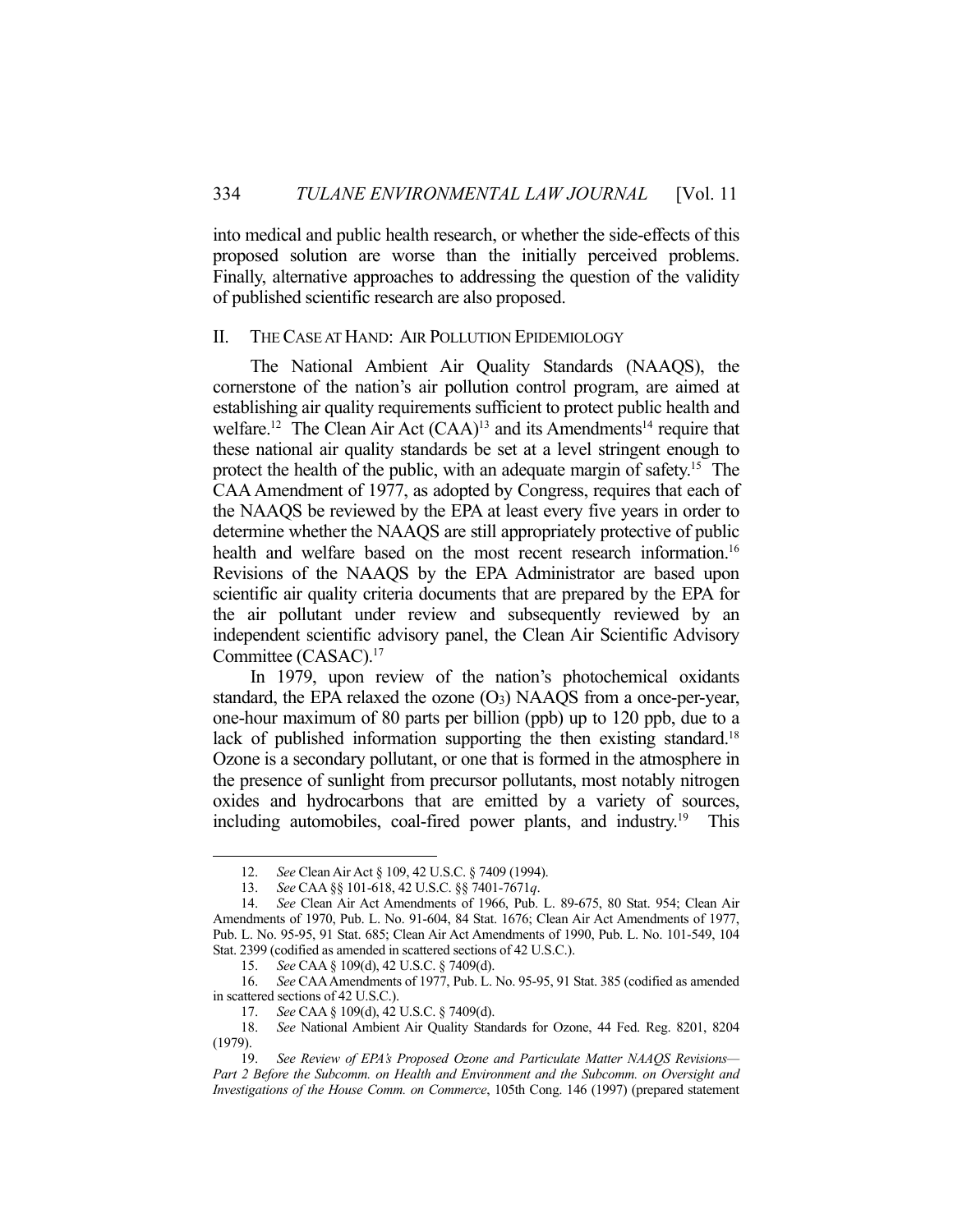into medical and public health research, or whether the side-effects of this proposed solution are worse than the initially perceived problems. Finally, alternative approaches to addressing the question of the validity of published scientific research are also proposed.

## II. THE CASE AT HAND: AIR POLLUTION EPIDEMIOLOGY

The National Ambient Air Quality Standards (NAAQS), the cornerstone of the nation's air pollution control program, are aimed at establishing air quality requirements sufficient to protect public health and welfare.[12] The Clean Air Act (CAA)[13] and its Amendments[14] require that these national air quality standards be set at a level stringent enough to protect the health of the public, with an adequate margin of safety.[15] The CAA Amendment of 1977, as adopted by Congress, requires that each of the NAAQS be reviewed by the EPA at least every five years in order to determine whether the NAAQS are still appropriately protective of public health and welfare based on the most recent research information.[16] Revisions of the NAAQS by the EPA Administrator are based upon scientific air quality criteria documents that are prepared by the EPA for the air pollutant under review and subsequently reviewed by an independent scientific advisory panel, the Clean Air Scientific Advisory Committee (CASAC).[17]

In 1979, upon review of the nation's photochemical oxidants standard, the EPA relaxed the ozone ($O_3$) NAAQS from a once-per-year, one-hour maximum of 80 parts per billion (ppb) up to 120 ppb, due to a lack of published information supporting the then existing standard.[18] Ozone is a secondary pollutant, or one that is formed in the atmosphere in the presence of sunlight from precursor pollutants, most notably nitrogen oxides and hydrocarbons that are emitted by a variety of sources, including automobiles, coal-fired power plants, and industry.[19] This

---

12. *See* Clean Air Act § 109, 42 U.S.C. § 7409 (1994).

13. *See* CAA §§ 101-618, 42 U.S.C. §§ 7401-7671*q*.

14. *See* Clean Air Act Amendments of 1966, Pub. L. 89-675, 80 Stat. 954; Clean Air Amendments of 1970, Pub. L. No. 91-604, 84 Stat. 1676; Clean Air Act Amendments of 1977, Pub. L. No. 95-95, 91 Stat. 685; Clean Air Act Amendments of 1990, Pub. L. No. 101-549, 104 Stat. 2399 (codified as amended in scattered sections of 42 U.S.C.).

15. *See* CAA § 109(d), 42 U.S.C. § 7409(d).

16. *See* CAA Amendments of 1977, Pub. L. No. 95-95, 91 Stat. 385 (codified as amended in scattered sections of 42 U.S.C.).

17. *See* CAA § 109(d), 42 U.S.C. § 7409(d).

18. *See* National Ambient Air Quality Standards for Ozone, 44 Fed. Reg. 8201, 8204 (1979).

19. *See Review of EPA's Proposed Ozone and Particulate Matter NAAQS Revisions—Part 2 Before the Subcomm. on Health and Environment and the Subcomm. on Oversight and Investigations of the House Comm. on Commerce*, 105th Cong. 146 (1997) (prepared statement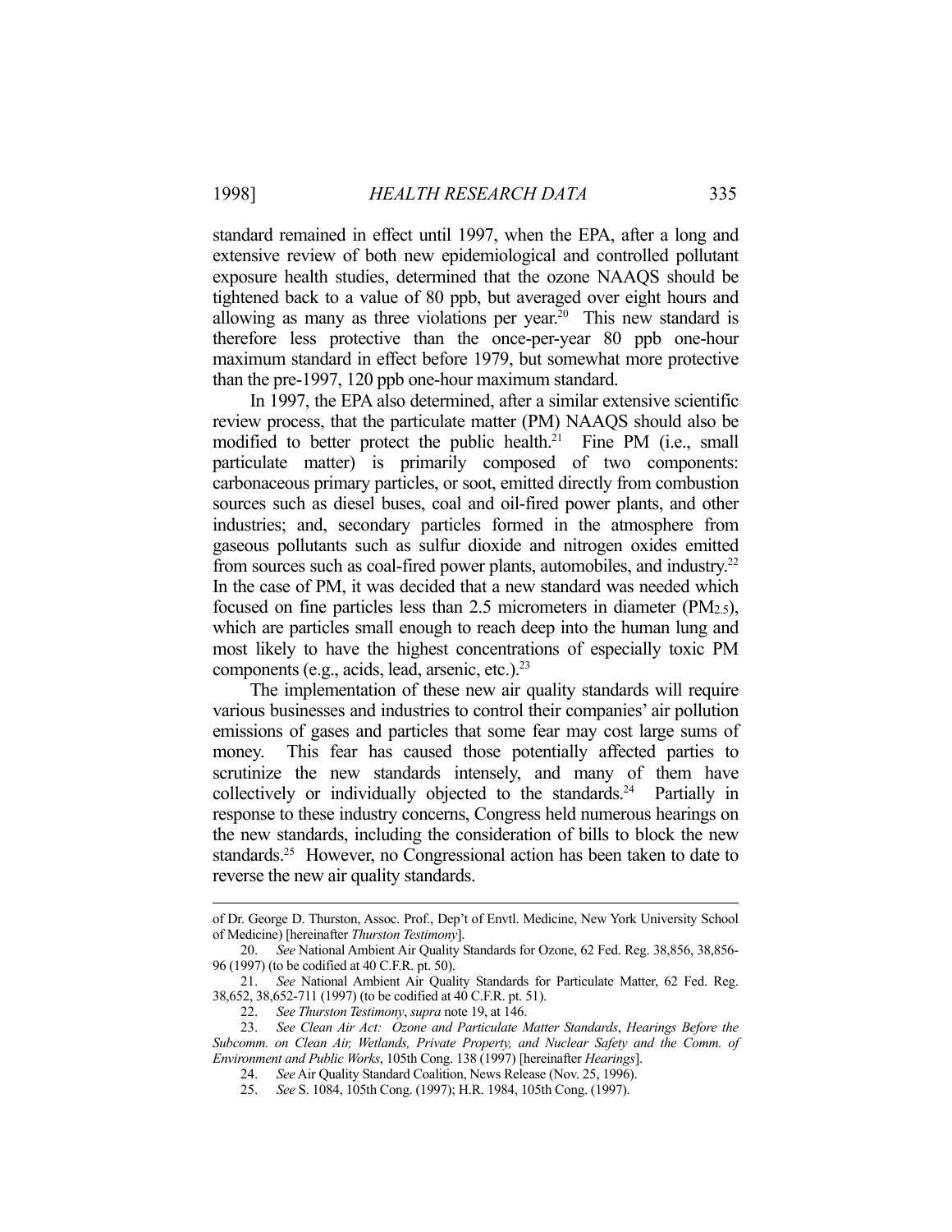standard remained in effect until 1997, when the EPA, after a long and extensive review of both new epidemiological and controlled pollutant exposure health studies, determined that the ozone NAAQS should be tightened back to a value of 80 ppb, but averaged over eight hours and allowing as many as three violations per year.[20] This new standard is therefore less protective than the once-per-year 80 ppb one-hour maximum standard in effect before 1979, but somewhat more protective than the pre-1997, 120 ppb one-hour maximum standard.

In 1997, the EPA also determined, after a similar extensive scientific review process, that the particulate matter (PM) NAAQS should also be modified to better protect the public health.[21] Fine PM (i.e., small particulate matter) is primarily composed of two components: carbonaceous primary particles, or soot, emitted directly from combustion sources such as diesel buses, coal and oil-fired power plants, and other industries; and, secondary particles formed in the atmosphere from gaseous pollutants such as sulfur dioxide and nitrogen oxides emitted from sources such as coal-fired power plants, automobiles, and industry.[22] In the case of PM, it was decided that a new standard was needed which focused on fine particles less than 2.5 micrometers in diameter ($PM_{2.5}$), which are particles small enough to reach deep into the human lung and most likely to have the highest concentrations of especially toxic PM components (e.g., acids, lead, arsenic, etc.).[23]

The implementation of these new air quality standards will require various businesses and industries to control their companies' air pollution emissions of gases and particles that some fear may cost large sums of money. This fear has caused those potentially affected parties to scrutinize the new standards intensely, and many of them have collectively or individually objected to the standards.[24] Partially in response to these industry concerns, Congress held numerous hearings on the new standards, including the consideration of bills to block the new standards.[25] However, no Congressional action has been taken to date to reverse the new air quality standards.

---

of Dr. George D. Thurston, Assoc. Prof., Dep't of Envtl. Medicine, New York University School of Medicine) [hereinafter *Thurston Testimony*].

20. *See* National Ambient Air Quality Standards for Ozone, 62 Fed. Reg. 38,856, 38,856-96 (1997) (to be codified at 40 C.F.R. pt. 50).

21. *See* National Ambient Air Quality Standards for Particulate Matter, 62 Fed. Reg. 38,652, 38,652-711 (1997) (to be codified at 40 C.F.R. pt. 51).

22. *See Thurston Testimony*, *supra* note 19, at 146.

23. *See Clean Air Act: Ozone and Particulate Matter Standards*, *Hearings Before the Subcomm. on Clean Air, Wetlands, Private Property, and Nuclear Safety and the Comm. of Environment and Public Works*, 105th Cong. 138 (1997) [hereinafter *Hearings*].

24. *See* Air Quality Standard Coalition, News Release (Nov. 25, 1996).

25. *See* S. 1084, 105th Cong. (1997); H.R. 1984, 105th Cong. (1997).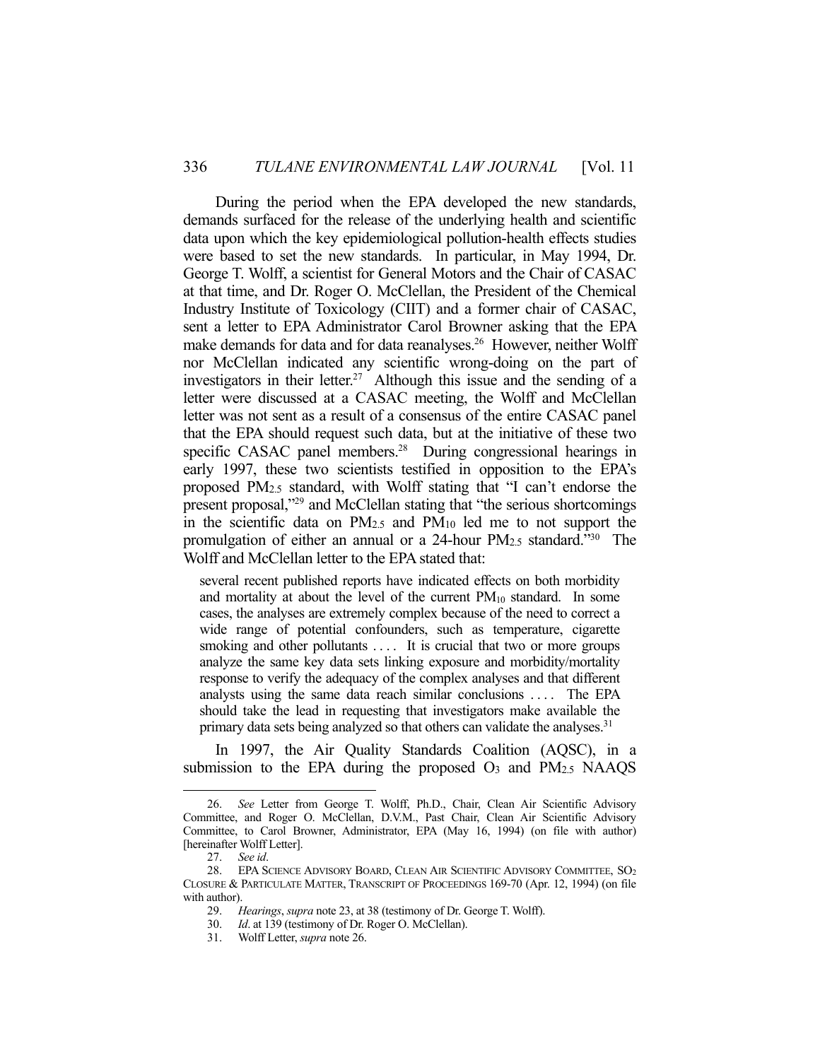During the period when the EPA developed the new standards, demands surfaced for the release of the underlying health and scientific data upon which the key epidemiological pollution-health effects studies were based to set the new standards. In particular, in May 1994, Dr. George T. Wolff, a scientist for General Motors and the Chair of CASAC at that time, and Dr. Roger O. McClellan, the President of the Chemical Industry Institute of Toxicology (CIIT) and a former chair of CASAC, sent a letter to EPA Administrator Carol Browner asking that the EPA make demands for data and for data reanalyses.[26] However, neither Wolff nor McClellan indicated any scientific wrong-doing on the part of investigators in their letter.[27] Although this issue and the sending of a letter were discussed at a CASAC meeting, the Wolff and McClellan letter was not sent as a result of a consensus of the entire CASAC panel that the EPA should request such data, but at the initiative of these two specific CASAC panel members.[28] During congressional hearings in early 1997, these two scientists testified in opposition to the EPA's proposed $PM_{2.5}$ standard, with Wolff stating that "I can't endorse the present proposal,"[29] and McClellan stating that "the serious shortcomings in the scientific data on $PM_{2.5}$ and $PM_{10}$ led me to not support the promulgation of either an annual or a 24-hour $PM_{2.5}$ standard."[30] The Wolff and McClellan letter to the EPA stated that:

> several recent published reports have indicated effects on both morbidity and mortality at about the level of the current $PM_{10}$ standard. In some cases, the analyses are extremely complex because of the need to correct a wide range of potential confounders, such as temperature, cigarette smoking and other pollutants . . . . It is crucial that two or more groups analyze the same key data sets linking exposure and morbidity/mortality response to verify the adequacy of the complex analyses and that different analysts using the same data reach similar conclusions . . . . The EPA should take the lead in requesting that investigators make available the primary data sets being analyzed so that others can validate the analyses.[31]

In 1997, the Air Quality Standards Coalition (AQSC), in a submission to the EPA during the proposed $O_3$ and $PM_{2.5}$ NAAQS

---

26. *See* Letter from George T. Wolff, Ph.D., Chair, Clean Air Scientific Advisory Committee, and Roger O. McClellan, D.V.M., Past Chair, Clean Air Scientific Advisory Committee, to Carol Browner, Administrator, EPA (May 16, 1994) (on file with author) [hereinafter Wolff Letter].

27. *See id*.

28. EPA SCIENCE ADVISORY BOARD, CLEAN AIR SCIENTIFIC ADVISORY COMMITTEE, $SO_2$ CLOSURE & PARTICULATE MATTER, TRANSCRIPT OF PROCEEDINGS 169-70 (Apr. 12, 1994) (on file with author).

29. *Hearings*, *supra* note 23, at 38 (testimony of Dr. George T. Wolff).

30. *Id*. at 139 (testimony of Dr. Roger O. McClellan).

31. Wolff Letter, *supra* note 26.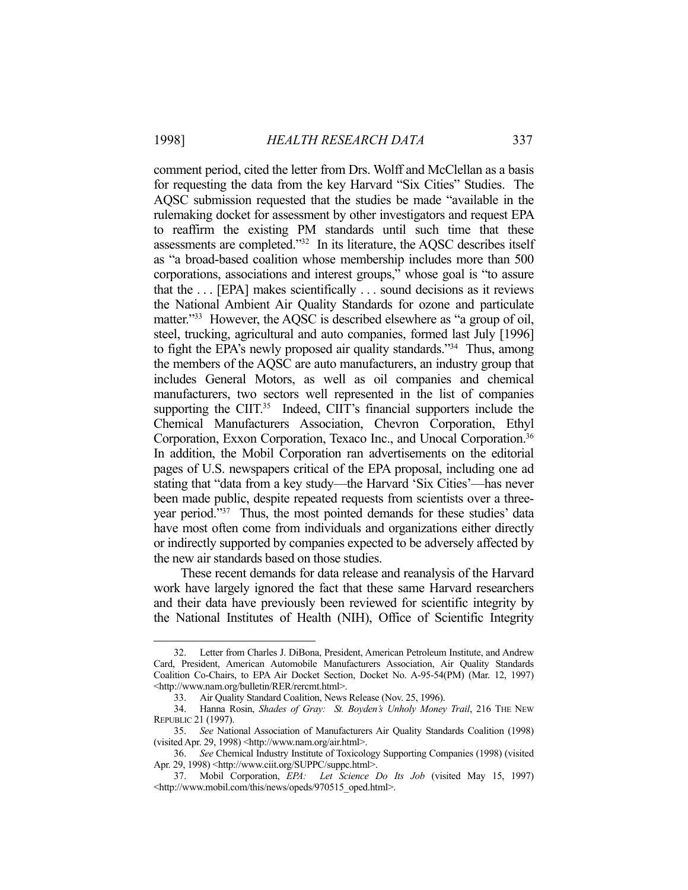comment period, cited the letter from Drs. Wolff and McClellan as a basis for requesting the data from the key Harvard "Six Cities" Studies. The AQSC submission requested that the studies be made "available in the rulemaking docket for assessment by other investigators and request EPA to reaffirm the existing PM standards until such time that these assessments are completed."[32] In its literature, the AQSC describes itself as "a broad-based coalition whose membership includes more than 500 corporations, associations and interest groups," whose goal is "to assure that the . . . [EPA] makes scientifically . . . sound decisions as it reviews the National Ambient Air Quality Standards for ozone and particulate matter."[33] However, the AQSC is described elsewhere as "a group of oil, steel, trucking, agricultural and auto companies, formed last July [1996] to fight the EPA's newly proposed air quality standards."[34] Thus, among the members of the AQSC are auto manufacturers, an industry group that includes General Motors, as well as oil companies and chemical manufacturers, two sectors well represented in the list of companies supporting the CIIT.[35] Indeed, CIIT's financial supporters include the Chemical Manufacturers Association, Chevron Corporation, Ethyl Corporation, Exxon Corporation, Texaco Inc., and Unocal Corporation.[36] In addition, the Mobil Corporation ran advertisements on the editorial pages of U.S. newspapers critical of the EPA proposal, including one ad stating that "data from a key study—the Harvard 'Six Cities'—has never been made public, despite repeated requests from scientists over a three-year period."[37] Thus, the most pointed demands for these studies' data have most often come from individuals and organizations either directly or indirectly supported by companies expected to be adversely affected by the new air standards based on those studies.

These recent demands for data release and reanalysis of the Harvard work have largely ignored the fact that these same Harvard researchers and their data have previously been reviewed for scientific integrity by the National Institutes of Health (NIH), Office of Scientific Integrity

---

32. Letter from Charles J. DiBona, President, American Petroleum Institute, and Andrew Card, President, American Automobile Manufacturers Association, Air Quality Standards Coalition Co-Chairs, to EPA Air Docket Section, Docket No. A-95-54(PM) (Mar. 12, 1997) <http://www.nam.org/bulletin/RER/rercmt.html>.

33. Air Quality Standard Coalition, News Release (Nov. 25, 1996).

34. Hanna Rosin, *Shades of Gray: St. Boyden's Unholy Money Trail*, 216 THE NEW REPUBLIC 21 (1997).

35. *See* National Association of Manufacturers Air Quality Standards Coalition (1998) (visited Apr. 29, 1998) <http://www.nam.org/air.html>.

36. *See* Chemical Industry Institute of Toxicology Supporting Companies (1998) (visited Apr. 29, 1998) <http://www.ciit.org/SUPPC/suppc.html>.

37. Mobil Corporation, *EPA: Let Science Do Its Job* (visited May 15, 1997) <http://www.mobil.com/this/news/opeds/970515_oped.html>.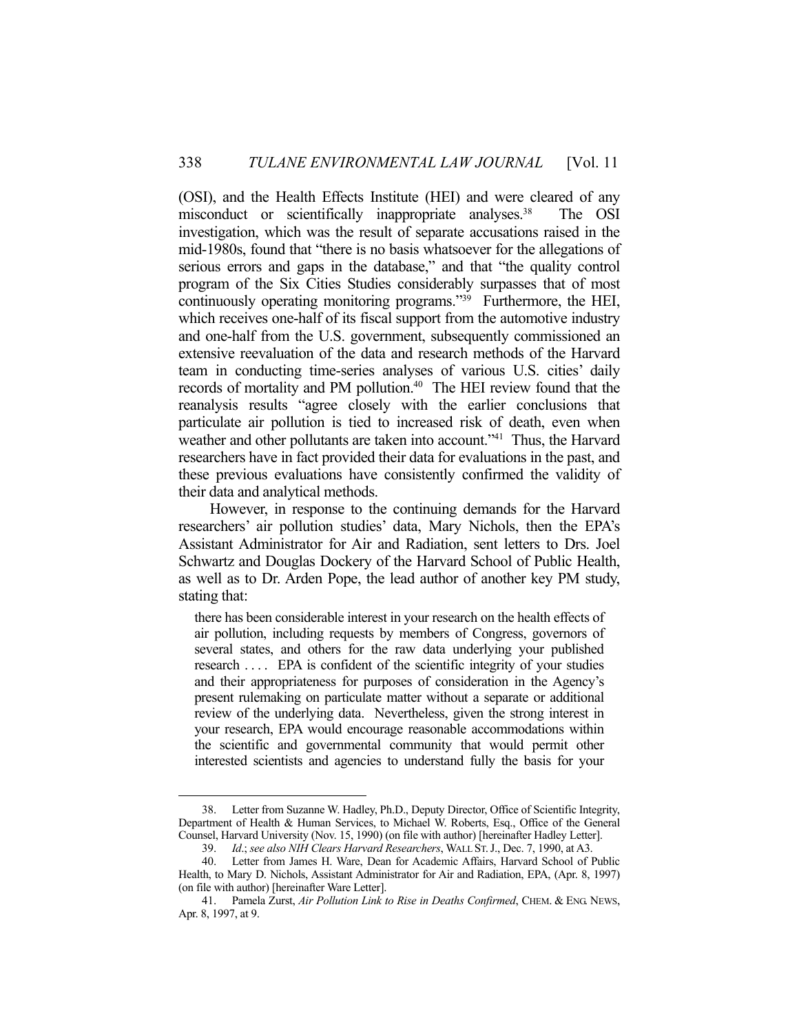(OSI), and the Health Effects Institute (HEI) and were cleared of any misconduct or scientifically inappropriate analyses.[38] The OSI investigation, which was the result of separate accusations raised in the mid-1980s, found that "there is no basis whatsoever for the allegations of serious errors and gaps in the database," and that "the quality control program of the Six Cities Studies considerably surpasses that of most continuously operating monitoring programs."[39] Furthermore, the HEI, which receives one-half of its fiscal support from the automotive industry and one-half from the U.S. government, subsequently commissioned an extensive reevaluation of the data and research methods of the Harvard team in conducting time-series analyses of various U.S. cities' daily records of mortality and PM pollution.[40] The HEI review found that the reanalysis results "agree closely with the earlier conclusions that particulate air pollution is tied to increased risk of death, even when weather and other pollutants are taken into account."[41] Thus, the Harvard researchers have in fact provided their data for evaluations in the past, and these previous evaluations have consistently confirmed the validity of their data and analytical methods.

However, in response to the continuing demands for the Harvard researchers' air pollution studies' data, Mary Nichols, then the EPA's Assistant Administrator for Air and Radiation, sent letters to Drs. Joel Schwartz and Douglas Dockery of the Harvard School of Public Health, as well as to Dr. Arden Pope, the lead author of another key PM study, stating that:

> there has been considerable interest in your research on the health effects of air pollution, including requests by members of Congress, governors of several states, and others for the raw data underlying your published research . . . . EPA is confident of the scientific integrity of your studies and their appropriateness for purposes of consideration in the Agency's present rulemaking on particulate matter without a separate or additional review of the underlying data. Nevertheless, given the strong interest in your research, EPA would encourage reasonable accommodations within the scientific and governmental community that would permit other interested scientists and agencies to understand fully the basis for your

---

38. Letter from Suzanne W. Hadley, Ph.D., Deputy Director, Office of Scientific Integrity, Department of Health & Human Services, to Michael W. Roberts, Esq., Office of the General Counsel, Harvard University (Nov. 15, 1990) (on file with author) [hereinafter Hadley Letter].

39. *Id*.; *see also NIH Clears Harvard Researchers*, WALL ST. J., Dec. 7, 1990, at A3.

40. Letter from James H. Ware, Dean for Academic Affairs, Harvard School of Public Health, to Mary D. Nichols, Assistant Administrator for Air and Radiation, EPA, (Apr. 8, 1997) (on file with author) [hereinafter Ware Letter].

41. Pamela Zurst, *Air Pollution Link to Rise in Deaths Confirmed*, CHEM. & ENG. NEWS, Apr. 8, 1997, at 9.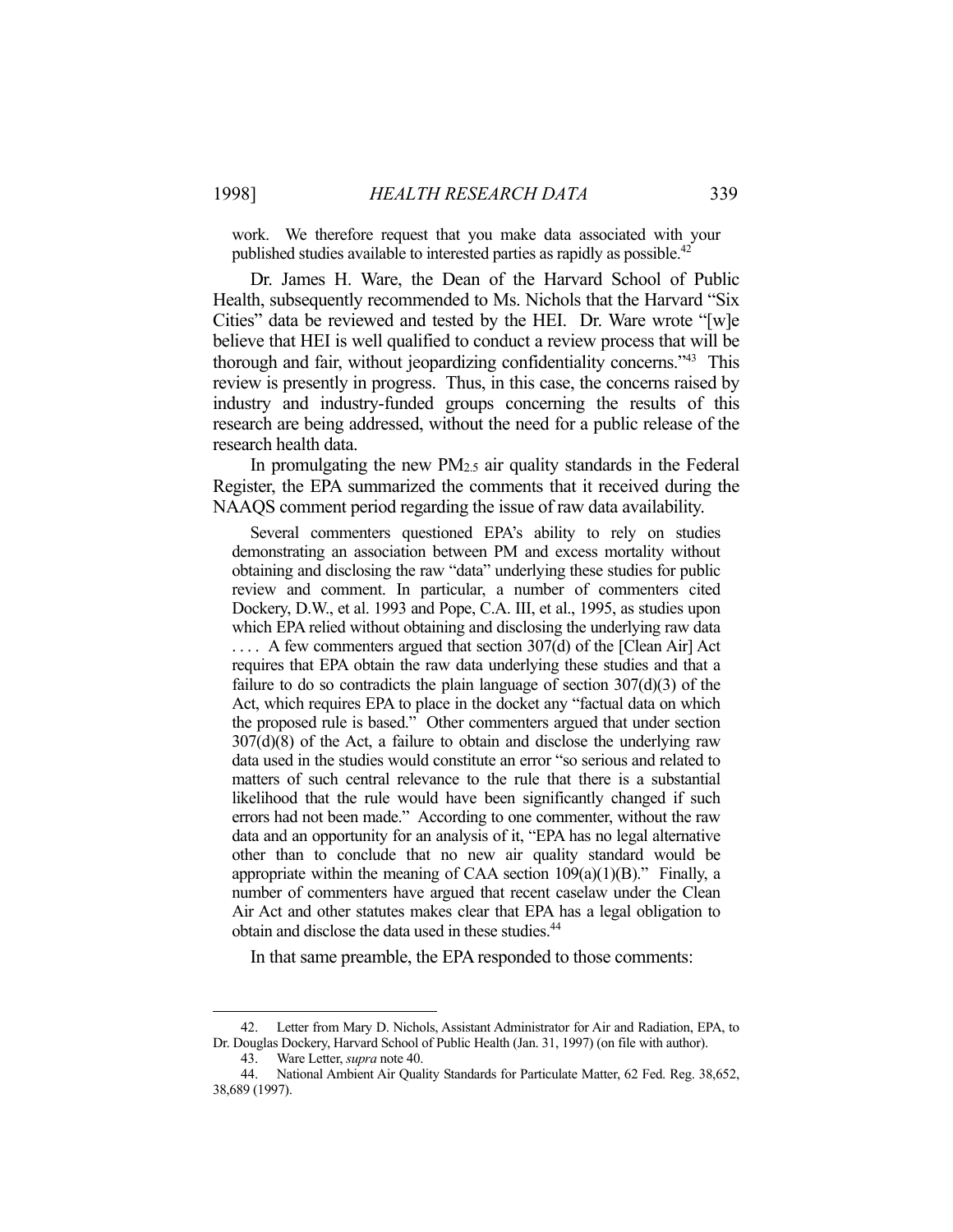work. We therefore request that you make data associated with your published studies available to interested parties as rapidly as possible.[42]

Dr. James H. Ware, the Dean of the Harvard School of Public Health, subsequently recommended to Ms. Nichols that the Harvard "Six Cities" data be reviewed and tested by the HEI. Dr. Ware wrote "[w]e believe that HEI is well qualified to conduct a review process that will be thorough and fair, without jeopardizing confidentiality concerns."[43] This review is presently in progress. Thus, in this case, the concerns raised by industry and industry-funded groups concerning the results of this research are being addressed, without the need for a public release of the research health data.

In promulgating the new $PM_{2.5}$ air quality standards in the Federal Register, the EPA summarized the comments that it received during the NAAQS comment period regarding the issue of raw data availability.

> Several commenters questioned EPA's ability to rely on studies demonstrating an association between PM and excess mortality without obtaining and disclosing the raw "data" underlying these studies for public review and comment. In particular, a number of commenters cited Dockery, D.W., et al. 1993 and Pope, C.A. III, et al., 1995, as studies upon which EPA relied without obtaining and disclosing the underlying raw data . . . . A few commenters argued that section 307(d) of the [Clean Air] Act requires that EPA obtain the raw data underlying these studies and that a failure to do so contradicts the plain language of section 307(d)(3) of the Act, which requires EPA to place in the docket any "factual data on which the proposed rule is based." Other commenters argued that under section 307(d)(8) of the Act, a failure to obtain and disclose the underlying raw data used in the studies would constitute an error "so serious and related to matters of such central relevance to the rule that there is a substantial likelihood that the rule would have been significantly changed if such errors had not been made." According to one commenter, without the raw data and an opportunity for an analysis of it, "EPA has no legal alternative other than to conclude that no new air quality standard would be appropriate within the meaning of CAA section 109(a)(1)(B)." Finally, a number of commenters have argued that recent caselaw under the Clean Air Act and other statutes makes clear that EPA has a legal obligation to obtain and disclose the data used in these studies.[44]

In that same preamble, the EPA responded to those comments:

---

42. Letter from Mary D. Nichols, Assistant Administrator for Air and Radiation, EPA, to Dr. Douglas Dockery, Harvard School of Public Health (Jan. 31, 1997) (on file with author).

43. Ware Letter, *supra* note 40.

44. National Ambient Air Quality Standards for Particulate Matter, 62 Fed. Reg. 38,652, 38,689 (1997).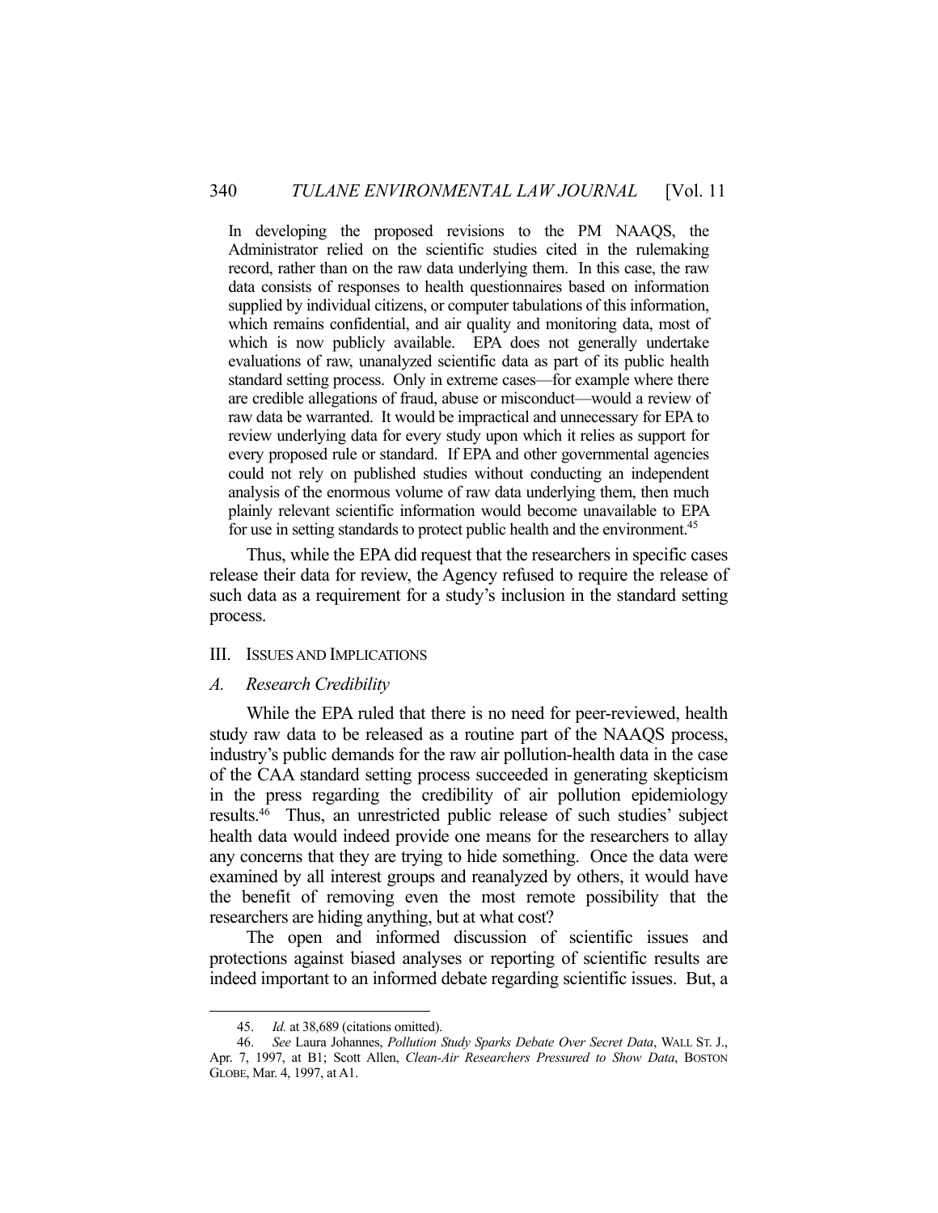> In developing the proposed revisions to the PM NAAQS, the Administrator relied on the scientific studies cited in the rulemaking record, rather than on the raw data underlying them. In this case, the raw data consists of responses to health questionnaires based on information supplied by individual citizens, or computer tabulations of this information, which remains confidential, and air quality and monitoring data, most of which is now publicly available. EPA does not generally undertake evaluations of raw, unanalyzed scientific data as part of its public health standard setting process. Only in extreme cases—for example where there are credible allegations of fraud, abuse or misconduct—would a review of raw data be warranted. It would be impractical and unnecessary for EPA to review underlying data for every study upon which it relies as support for every proposed rule or standard. If EPA and other governmental agencies could not rely on published studies without conducting an independent analysis of the enormous volume of raw data underlying them, then much plainly relevant scientific information would become unavailable to EPA for use in setting standards to protect public health and the environment.[45]

Thus, while the EPA did request that the researchers in specific cases release their data for review, the Agency refused to require the release of such data as a requirement for a study's inclusion in the standard setting process.

## III. Issues and Implications

### A. *Research Credibility*

While the EPA ruled that there is no need for peer-reviewed, health study raw data to be released as a routine part of the NAAQS process, industry's public demands for the raw air pollution-health data in the case of the CAA standard setting process succeeded in generating skepticism in the press regarding the credibility of air pollution epidemiology results.[46] Thus, an unrestricted public release of such studies' subject health data would indeed provide one means for the researchers to allay any concerns that they are trying to hide something. Once the data were examined by all interest groups and reanalyzed by others, it would have the benefit of removing even the most remote possibility that the researchers are hiding anything, but at what cost?

The open and informed discussion of scientific issues and protections against biased analyses or reporting of scientific results are indeed important to an informed debate regarding scientific issues. But, a

---

45. *Id.* at 38,689 (citations omitted).

46. *See* Laura Johannes, *Pollution Study Sparks Debate Over Secret Data*, WALL ST. J., Apr. 7, 1997, at B1; Scott Allen, *Clean-Air Researchers Pressured to Show Data*, BOSTON GLOBE, Mar. 4, 1997, at A1.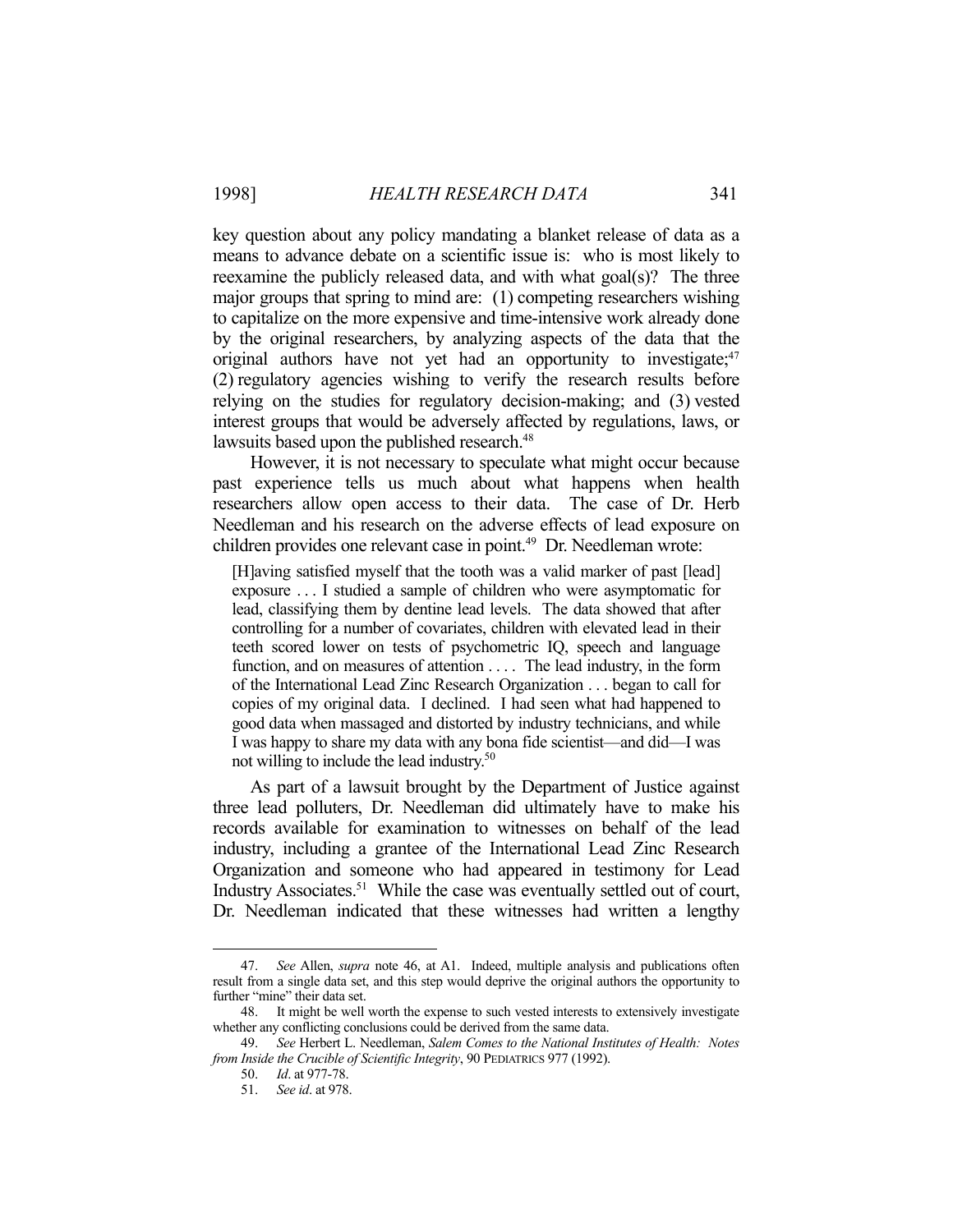key question about any policy mandating a blanket release of data as a means to advance debate on a scientific issue is: who is most likely to reexamine the publicly released data, and with what goal(s)? The three major groups that spring to mind are: (1) competing researchers wishing to capitalize on the more expensive and time-intensive work already done by the original researchers, by analyzing aspects of the data that the original authors have not yet had an opportunity to investigate;[47] (2) regulatory agencies wishing to verify the research results before relying on the studies for regulatory decision-making; and (3) vested interest groups that would be adversely affected by regulations, laws, or lawsuits based upon the published research.[48]

However, it is not necessary to speculate what might occur because past experience tells us much about what happens when health researchers allow open access to their data. The case of Dr. Herb Needleman and his research on the adverse effects of lead exposure on children provides one relevant case in point.[49] Dr. Needleman wrote:

> [H]aving satisfied myself that the tooth was a valid marker of past [lead] exposure . . . I studied a sample of children who were asymptomatic for lead, classifying them by dentine lead levels. The data showed that after controlling for a number of covariates, children with elevated lead in their teeth scored lower on tests of psychometric IQ, speech and language function, and on measures of attention . . . . The lead industry, in the form of the International Lead Zinc Research Organization . . . began to call for copies of my original data. I declined. I had seen what had happened to good data when massaged and distorted by industry technicians, and while I was happy to share my data with any bona fide scientist—and did—I was not willing to include the lead industry.[50]

As part of a lawsuit brought by the Department of Justice against three lead polluters, Dr. Needleman did ultimately have to make his records available for examination to witnesses on behalf of the lead industry, including a grantee of the International Lead Zinc Research Organization and someone who had appeared in testimony for Lead Industry Associates.[51] While the case was eventually settled out of court, Dr. Needleman indicated that these witnesses had written a lengthy

---

47. *See* Allen, *supra* note 46, at A1. Indeed, multiple analysis and publications often result from a single data set, and this step would deprive the original authors the opportunity to further "mine" their data set.

48. It might be well worth the expense to such vested interests to extensively investigate whether any conflicting conclusions could be derived from the same data.

49. *See* Herbert L. Needleman, *Salem Comes to the National Institutes of Health: Notes from Inside the Crucible of Scientific Integrity*, 90 PEDIATRICS 977 (1992).

50. *Id*. at 977-78.

51. *See id*. at 978.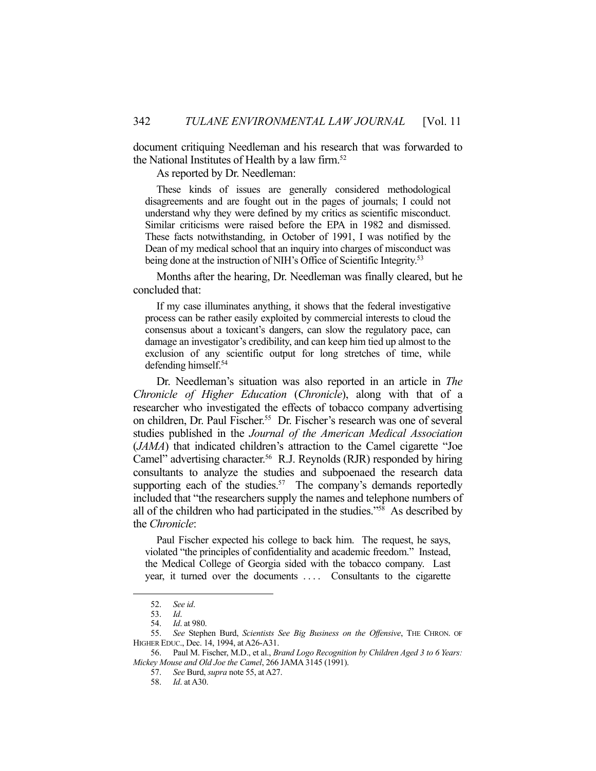document critiquing Needleman and his research that was forwarded to the National Institutes of Health by a law firm.[52]

As reported by Dr. Needleman:

> These kinds of issues are generally considered methodological disagreements and are fought out in the pages of journals; I could not understand why they were defined by my critics as scientific misconduct. Similar criticisms were raised before the EPA in 1982 and dismissed. These facts notwithstanding, in October of 1991, I was notified by the Dean of my medical school that an inquiry into charges of misconduct was being done at the instruction of NIH's Office of Scientific Integrity.[53]

Months after the hearing, Dr. Needleman was finally cleared, but he concluded that:

> If my case illuminates anything, it shows that the federal investigative process can be rather easily exploited by commercial interests to cloud the consensus about a toxicant's dangers, can slow the regulatory pace, can damage an investigator's credibility, and can keep him tied up almost to the exclusion of any scientific output for long stretches of time, while defending himself.[54]

Dr. Needleman's situation was also reported in an article in *The Chronicle of Higher Education* (*Chronicle*), along with that of a researcher who investigated the effects of tobacco company advertising on children, Dr. Paul Fischer.[55] Dr. Fischer's research was one of several studies published in the *Journal of the American Medical Association* (*JAMA*) that indicated children's attraction to the Camel cigarette "Joe Camel" advertising character.[56] R.J. Reynolds (RJR) responded by hiring consultants to analyze the studies and subpoenaed the research data supporting each of the studies.[57] The company's demands reportedly included that "the researchers supply the names and telephone numbers of all of the children who had participated in the studies."[58] As described by the *Chronicle*:

> Paul Fischer expected his college to back him. The request, he says, violated "the principles of confidentiality and academic freedom." Instead, the Medical College of Georgia sided with the tobacco company. Last year, it turned over the documents . . . . Consultants to the cigarette

---

52. *See id*.

53. *Id*.

54. *Id*. at 980.

55. *See* Stephen Burd, *Scientists See Big Business on the Offensive*, THE CHRON. OF HIGHER EDUC., Dec. 14, 1994, at A26-A31.

56. Paul M. Fischer, M.D., et al., *Brand Logo Recognition by Children Aged 3 to 6 Years: Mickey Mouse and Old Joe the Camel*, 266 JAMA 3145 (1991).

57. *See* Burd, *supra* note 55, at A27.

58. *Id*. at A30.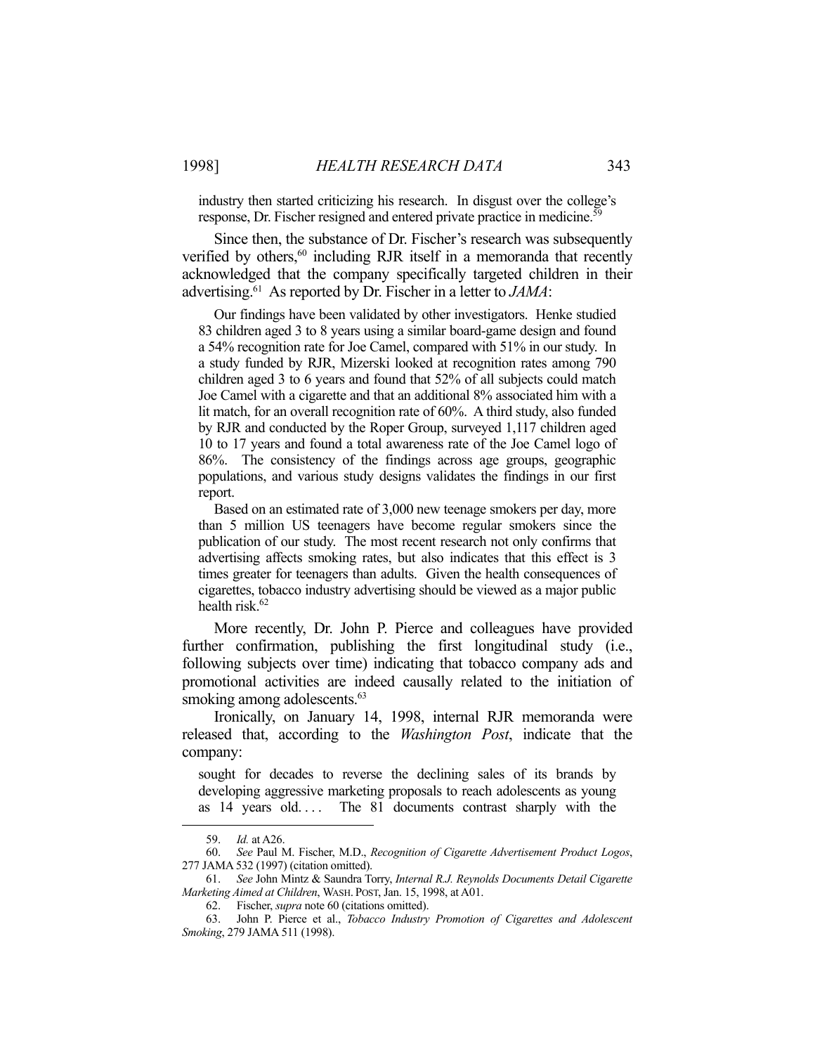industry then started criticizing his research. In disgust over the college's response, Dr. Fischer resigned and entered private practice in medicine.[59]

Since then, the substance of Dr. Fischer's research was subsequently verified by others,[60] including RJR itself in a memoranda that recently acknowledged that the company specifically targeted children in their advertising.[61] As reported by Dr. Fischer in a letter to *JAMA*:

> Our findings have been validated by other investigators. Henke studied 83 children aged 3 to 8 years using a similar board-game design and found a 54% recognition rate for Joe Camel, compared with 51% in our study. In a study funded by RJR, Mizerski looked at recognition rates among 790 children aged 3 to 6 years and found that 52% of all subjects could match Joe Camel with a cigarette and that an additional 8% associated him with a lit match, for an overall recognition rate of 60%. A third study, also funded by RJR and conducted by the Roper Group, surveyed 1,117 children aged 10 to 17 years and found a total awareness rate of the Joe Camel logo of 86%. The consistency of the findings across age groups, geographic populations, and various study designs validates the findings in our first report.
>
> Based on an estimated rate of 3,000 new teenage smokers per day, more than 5 million US teenagers have become regular smokers since the publication of our study. The most recent research not only confirms that advertising affects smoking rates, but also indicates that this effect is 3 times greater for teenagers than adults. Given the health consequences of cigarettes, tobacco industry advertising should be viewed as a major public health risk.[62]

More recently, Dr. John P. Pierce and colleagues have provided further confirmation, publishing the first longitudinal study (i.e., following subjects over time) indicating that tobacco company ads and promotional activities are indeed causally related to the initiation of smoking among adolescents.[63]

Ironically, on January 14, 1998, internal RJR memoranda were released that, according to the *Washington Post*, indicate that the company:

> sought for decades to reverse the declining sales of its brands by developing aggressive marketing proposals to reach adolescents as young as 14 years old. . . . The 81 documents contrast sharply with the

---

59. *Id.* at A26.

60. *See* Paul M. Fischer, M.D., *Recognition of Cigarette Advertisement Product Logos*, 277 JAMA 532 (1997) (citation omitted).

61. *See* John Mintz & Saundra Torry, *Internal R.J. Reynolds Documents Detail Cigarette Marketing Aimed at Children*, WASH. POST, Jan. 15, 1998, at A01.

62. Fischer, *supra* note 60 (citations omitted).

63. John P. Pierce et al., *Tobacco Industry Promotion of Cigarettes and Adolescent Smoking*, 279 JAMA 511 (1998).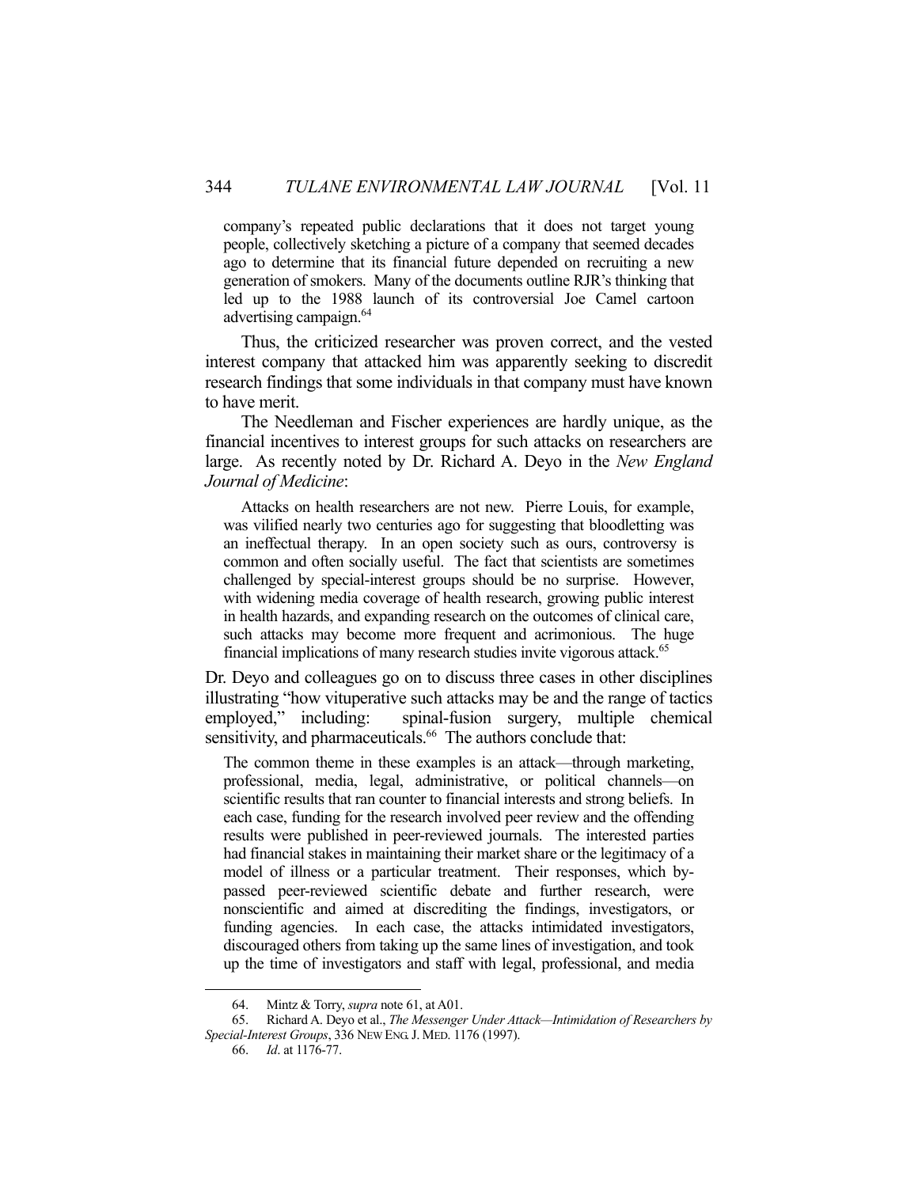> company's repeated public declarations that it does not target young people, collectively sketching a picture of a company that seemed decades ago to determine that its financial future depended on recruiting a new generation of smokers. Many of the documents outline RJR's thinking that led up to the 1988 launch of its controversial Joe Camel cartoon advertising campaign.[64]

Thus, the criticized researcher was proven correct, and the vested interest company that attacked him was apparently seeking to discredit research findings that some individuals in that company must have known to have merit.

The Needleman and Fischer experiences are hardly unique, as the financial incentives to interest groups for such attacks on researchers are large. As recently noted by Dr. Richard A. Deyo in the *New England Journal of Medicine*:

> Attacks on health researchers are not new. Pierre Louis, for example, was vilified nearly two centuries ago for suggesting that bloodletting was an ineffectual therapy. In an open society such as ours, controversy is common and often socially useful. The fact that scientists are sometimes challenged by special-interest groups should be no surprise. However, with widening media coverage of health research, growing public interest in health hazards, and expanding research on the outcomes of clinical care, such attacks may become more frequent and acrimonious. The huge financial implications of many research studies invite vigorous attack.[65]

Dr. Deyo and colleagues go on to discuss three cases in other disciplines illustrating "how vituperative such attacks may be and the range of tactics employed," including: spinal-fusion surgery, multiple chemical sensitivity, and pharmaceuticals.[66] The authors conclude that:

> The common theme in these examples is an attack—through marketing, professional, media, legal, administrative, or political channels—on scientific results that ran counter to financial interests and strong beliefs. In each case, funding for the research involved peer review and the offending results were published in peer-reviewed journals. The interested parties had financial stakes in maintaining their market share or the legitimacy of a model of illness or a particular treatment. Their responses, which by-passed peer-reviewed scientific debate and further research, were nonscientific and aimed at discrediting the findings, investigators, or funding agencies. In each case, the attacks intimidated investigators, discouraged others from taking up the same lines of investigation, and took up the time of investigators and staff with legal, professional, and media

---

64. Mintz & Torry, *supra* note 61, at A01.

65. Richard A. Deyo et al., *The Messenger Under Attack—Intimidation of Researchers by Special-Interest Groups*, 336 NEW ENG. J. MED. 1176 (1997).

66. *Id*. at 1176-77.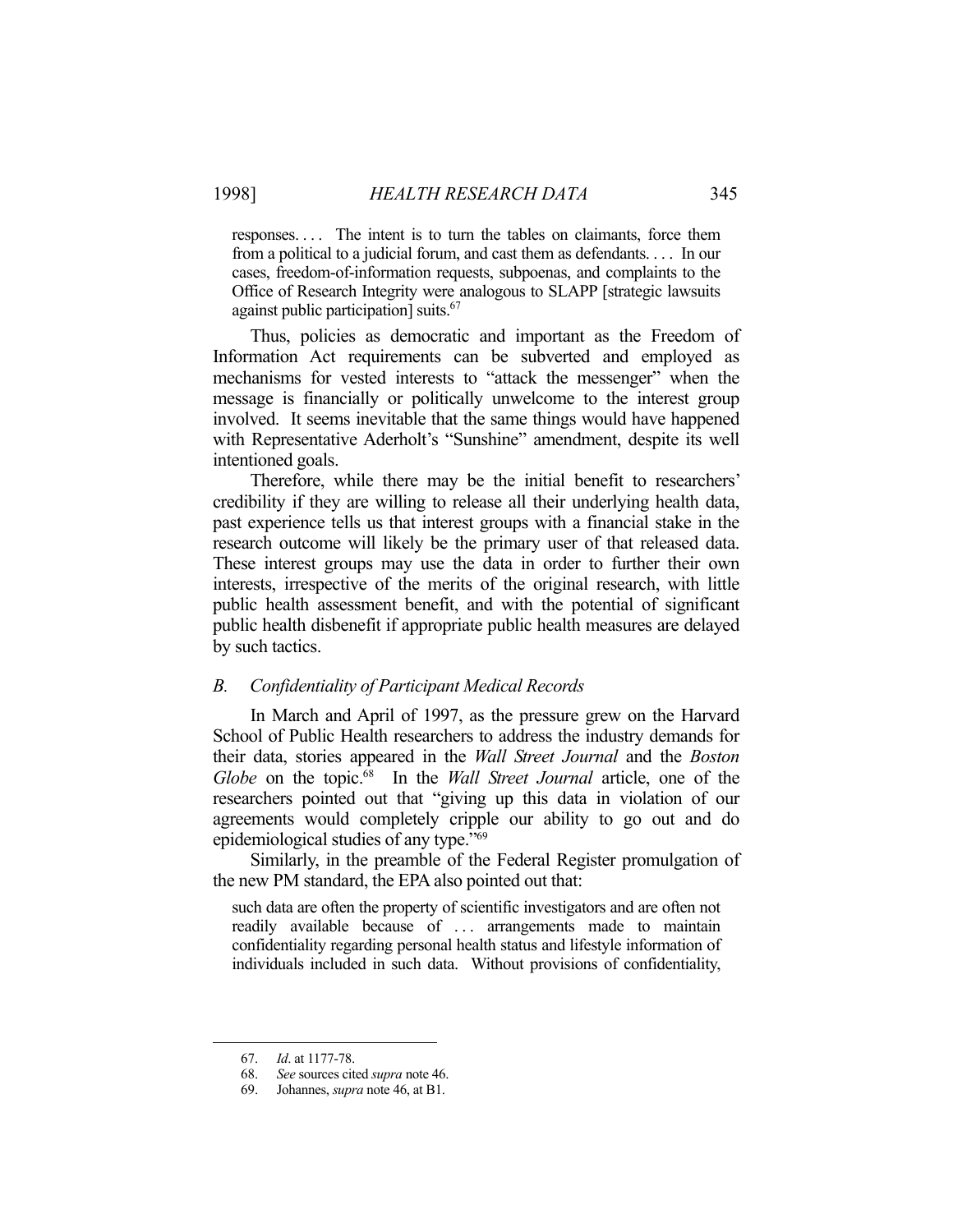> responses. . . . The intent is to turn the tables on claimants, force them from a political to a judicial forum, and cast them as defendants. . . . In our cases, freedom-of-information requests, subpoenas, and complaints to the Office of Research Integrity were analogous to SLAPP [strategic lawsuits against public participation] suits.[67]

Thus, policies as democratic and important as the Freedom of Information Act requirements can be subverted and employed as mechanisms for vested interests to "attack the messenger" when the message is financially or politically unwelcome to the interest group involved. It seems inevitable that the same things would have happened with Representative Aderholt's "Sunshine" amendment, despite its well intentioned goals.

Therefore, while there may be the initial benefit to researchers' credibility if they are willing to release all their underlying health data, past experience tells us that interest groups with a financial stake in the research outcome will likely be the primary user of that released data. These interest groups may use the data in order to further their own interests, irrespective of the merits of the original research, with little public health assessment benefit, and with the potential of significant public health disbenefit if appropriate public health measures are delayed by such tactics.

### *B. Confidentiality of Participant Medical Records*

In March and April of 1997, as the pressure grew on the Harvard School of Public Health researchers to address the industry demands for their data, stories appeared in the *Wall Street Journal* and the *Boston Globe* on the topic.[68] In the *Wall Street Journal* article, one of the researchers pointed out that "giving up this data in violation of our agreements would completely cripple our ability to go out and do epidemiological studies of any type."[69]

Similarly, in the preamble of the Federal Register promulgation of the new PM standard, the EPA also pointed out that:

> such data are often the property of scientific investigators and are often not readily available because of . . . arrangements made to maintain confidentiality regarding personal health status and lifestyle information of individuals included in such data. Without provisions of confidentiality,

---

67. *Id*. at 1177-78.
68. *See* sources cited *supra* note 46.
69. Johannes, *supra* note 46, at B1.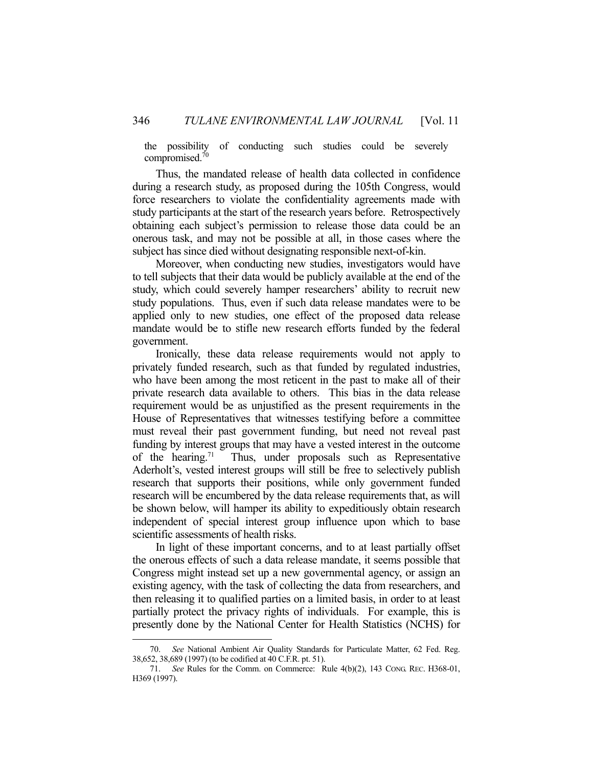the possibility of conducting such studies could be severely compromised.[70]

Thus, the mandated release of health data collected in confidence during a research study, as proposed during the 105th Congress, would force researchers to violate the confidentiality agreements made with study participants at the start of the research years before. Retrospectively obtaining each subject's permission to release those data could be an onerous task, and may not be possible at all, in those cases where the subject has since died without designating responsible next-of-kin.

Moreover, when conducting new studies, investigators would have to tell subjects that their data would be publicly available at the end of the study, which could severely hamper researchers' ability to recruit new study populations. Thus, even if such data release mandates were to be applied only to new studies, one effect of the proposed data release mandate would be to stifle new research efforts funded by the federal government.

Ironically, these data release requirements would not apply to privately funded research, such as that funded by regulated industries, who have been among the most reticent in the past to make all of their private research data available to others. This bias in the data release requirement would be as unjustified as the present requirements in the House of Representatives that witnesses testifying before a committee must reveal their past government funding, but need not reveal past funding by interest groups that may have a vested interest in the outcome of the hearing.[71] Thus, under proposals such as Representative Aderholt's, vested interest groups will still be free to selectively publish research that supports their positions, while only government funded research will be encumbered by the data release requirements that, as will be shown below, will hamper its ability to expeditiously obtain research independent of special interest group influence upon which to base scientific assessments of health risks.

In light of these important concerns, and to at least partially offset the onerous effects of such a data release mandate, it seems possible that Congress might instead set up a new governmental agency, or assign an existing agency, with the task of collecting the data from researchers, and then releasing it to qualified parties on a limited basis, in order to at least partially protect the privacy rights of individuals. For example, this is presently done by the National Center for Health Statistics (NCHS) for

70. *See* National Ambient Air Quality Standards for Particulate Matter, 62 Fed. Reg. 38,652, 38,689 (1997) (to be codified at 40 C.F.R. pt. 51).

71. *See* Rules for the Comm. on Commerce: Rule 4(b)(2), 143 CONG. REC. H368-01, H369 (1997).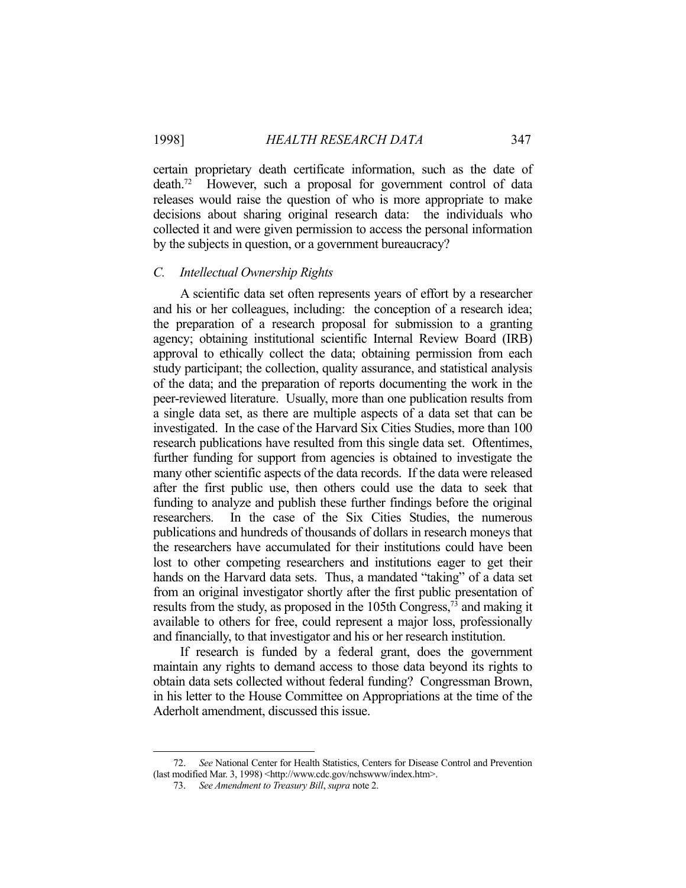certain proprietary death certificate information, such as the date of death.[72] However, such a proposal for government control of data releases would raise the question of who is more appropriate to make decisions about sharing original research data: the individuals who collected it and were given permission to access the personal information by the subjects in question, or a government bureaucracy?

### *C. Intellectual Ownership Rights*

A scientific data set often represents years of effort by a researcher and his or her colleagues, including: the conception of a research idea; the preparation of a research proposal for submission to a granting agency; obtaining institutional scientific Internal Review Board (IRB) approval to ethically collect the data; obtaining permission from each study participant; the collection, quality assurance, and statistical analysis of the data; and the preparation of reports documenting the work in the peer-reviewed literature. Usually, more than one publication results from a single data set, as there are multiple aspects of a data set that can be investigated. In the case of the Harvard Six Cities Studies, more than 100 research publications have resulted from this single data set. Oftentimes, further funding for support from agencies is obtained to investigate the many other scientific aspects of the data records. If the data were released after the first public use, then others could use the data to seek that funding to analyze and publish these further findings before the original researchers. In the case of the Six Cities Studies, the numerous publications and hundreds of thousands of dollars in research moneys that the researchers have accumulated for their institutions could have been lost to other competing researchers and institutions eager to get their hands on the Harvard data sets. Thus, a mandated "taking" of a data set from an original investigator shortly after the first public presentation of results from the study, as proposed in the 105th Congress,[73] and making it available to others for free, could represent a major loss, professionally and financially, to that investigator and his or her research institution.

If research is funded by a federal grant, does the government maintain any rights to demand access to those data beyond its rights to obtain data sets collected without federal funding? Congressman Brown, in his letter to the House Committee on Appropriations at the time of the Aderholt amendment, discussed this issue.

---

72. *See* National Center for Health Statistics, Centers for Disease Control and Prevention (last modified Mar. 3, 1998) <http://www.cdc.gov/nchswww/index.htm>.

73. *See Amendment to Treasury Bill*, *supra* note 2.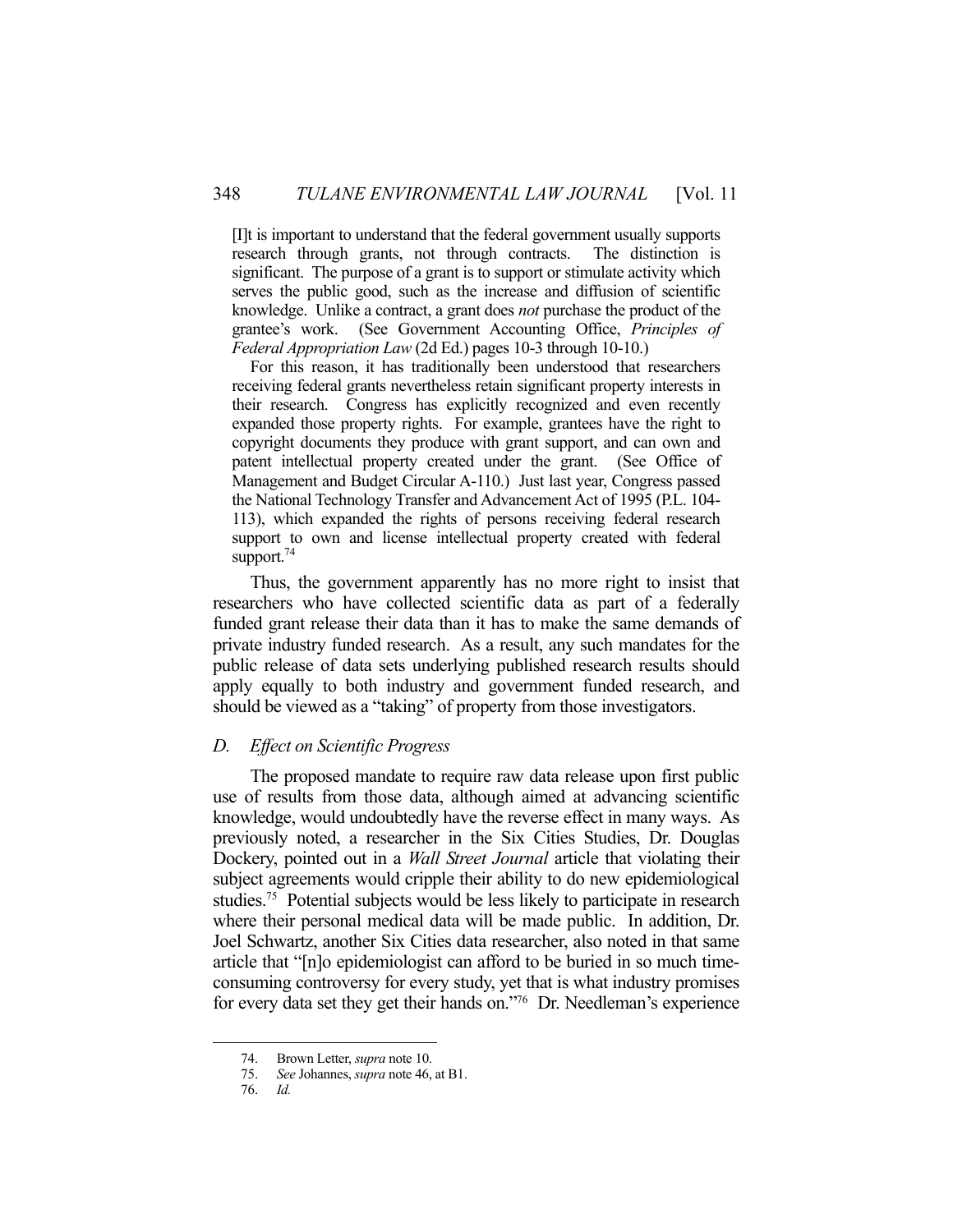[I]t is important to understand that the federal government usually supports research through grants, not through contracts. The distinction is significant. The purpose of a grant is to support or stimulate activity which serves the public good, such as the increase and diffusion of scientific knowledge. Unlike a contract, a grant does *not* purchase the product of the grantee's work. (See Government Accounting Office, *Principles of Federal Appropriation Law* (2d Ed.) pages 10-3 through 10-10.)

For this reason, it has traditionally been understood that researchers receiving federal grants nevertheless retain significant property interests in their research. Congress has explicitly recognized and even recently expanded those property rights. For example, grantees have the right to copyright documents they produce with grant support, and can own and patent intellectual property created under the grant. (See Office of Management and Budget Circular A-110.) Just last year, Congress passed the National Technology Transfer and Advancement Act of 1995 (P.L. 104-113), which expanded the rights of persons receiving federal research support to own and license intellectual property created with federal support.[74]

Thus, the government apparently has no more right to insist that researchers who have collected scientific data as part of a federally funded grant release their data than it has to make the same demands of private industry funded research. As a result, any such mandates for the public release of data sets underlying published research results should apply equally to both industry and government funded research, and should be viewed as a "taking" of property from those investigators.

### *D. Effect on Scientific Progress*

The proposed mandate to require raw data release upon first public use of results from those data, although aimed at advancing scientific knowledge, would undoubtedly have the reverse effect in many ways. As previously noted, a researcher in the Six Cities Studies, Dr. Douglas Dockery, pointed out in a *Wall Street Journal* article that violating their subject agreements would cripple their ability to do new epidemiological studies.[75] Potential subjects would be less likely to participate in research where their personal medical data will be made public. In addition, Dr. Joel Schwartz, another Six Cities data researcher, also noted in that same article that "[n]o epidemiologist can afford to be buried in so much time-consuming controversy for every study, yet that is what industry promises for every data set they get their hands on."[76] Dr. Needleman's experience

---

74. Brown Letter, *supra* note 10.

75. *See* Johannes, *supra* note 46, at B1.

76. *Id.*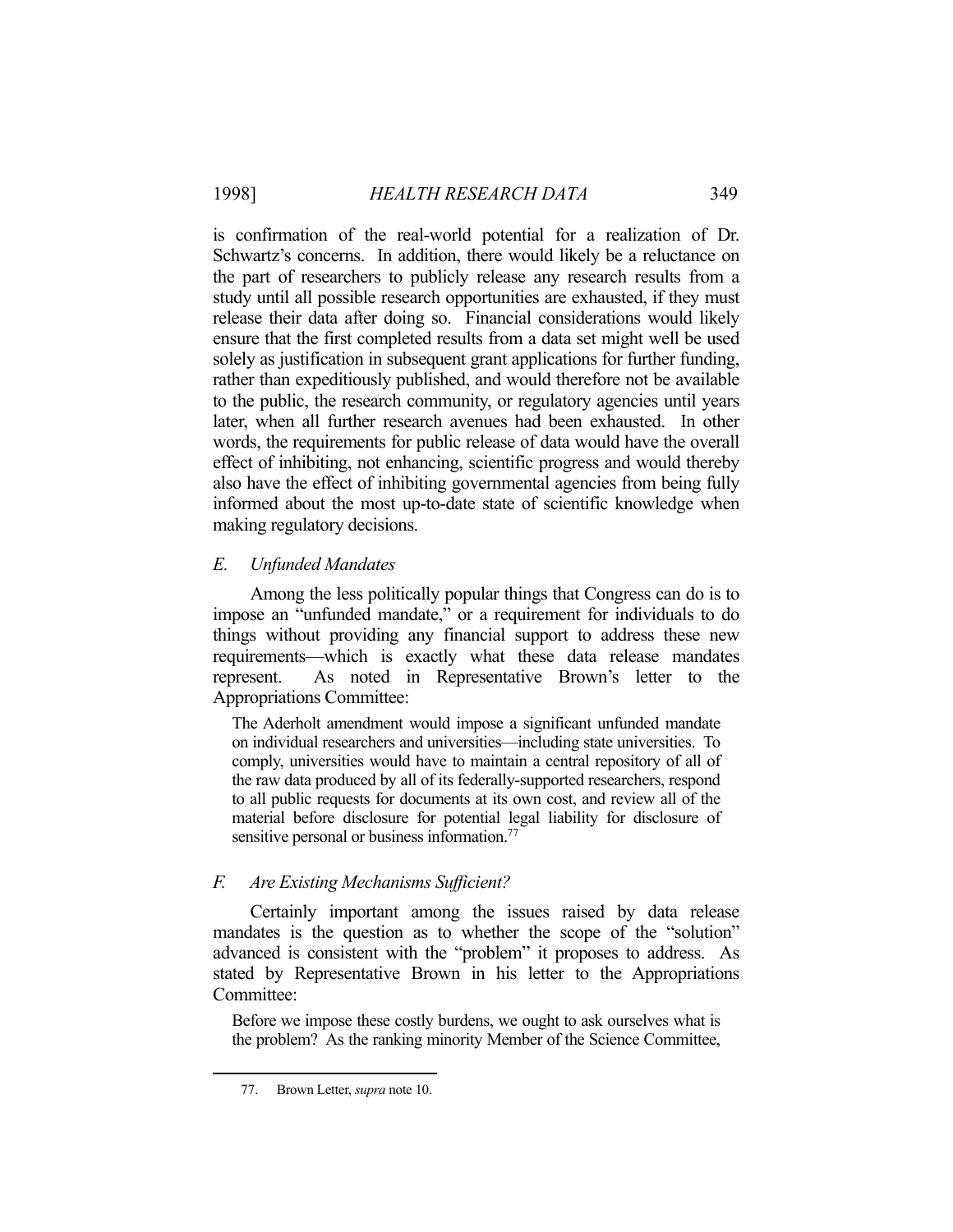is confirmation of the real-world potential for a realization of Dr. Schwartz's concerns. In addition, there would likely be a reluctance on the part of researchers to publicly release any research results from a study until all possible research opportunities are exhausted, if they must release their data after doing so. Financial considerations would likely ensure that the first completed results from a data set might well be used solely as justification in subsequent grant applications for further funding, rather than expeditiously published, and would therefore not be available to the public, the research community, or regulatory agencies until years later, when all further research avenues had been exhausted. In other words, the requirements for public release of data would have the overall effect of inhibiting, not enhancing, scientific progress and would thereby also have the effect of inhibiting governmental agencies from being fully informed about the most up-to-date state of scientific knowledge when making regulatory decisions.

### *E. Unfunded Mandates*

Among the less politically popular things that Congress can do is to impose an "unfunded mandate," or a requirement for individuals to do things without providing any financial support to address these new requirements—which is exactly what these data release mandates represent. As noted in Representative Brown's letter to the Appropriations Committee:

> The Aderholt amendment would impose a significant unfunded mandate on individual researchers and universities—including state universities. To comply, universities would have to maintain a central repository of all of the raw data produced by all of its federally-supported researchers, respond to all public requests for documents at its own cost, and review all of the material before disclosure for potential legal liability for disclosure of sensitive personal or business information.[77]

### *F. Are Existing Mechanisms Sufficient?*

Certainly important among the issues raised by data release mandates is the question as to whether the scope of the "solution" advanced is consistent with the "problem" it proposes to address. As stated by Representative Brown in his letter to the Appropriations Committee:

> Before we impose these costly burdens, we ought to ask ourselves what is the problem? As the ranking minority Member of the Science Committee,

---

77. Brown Letter, *supra* note 10.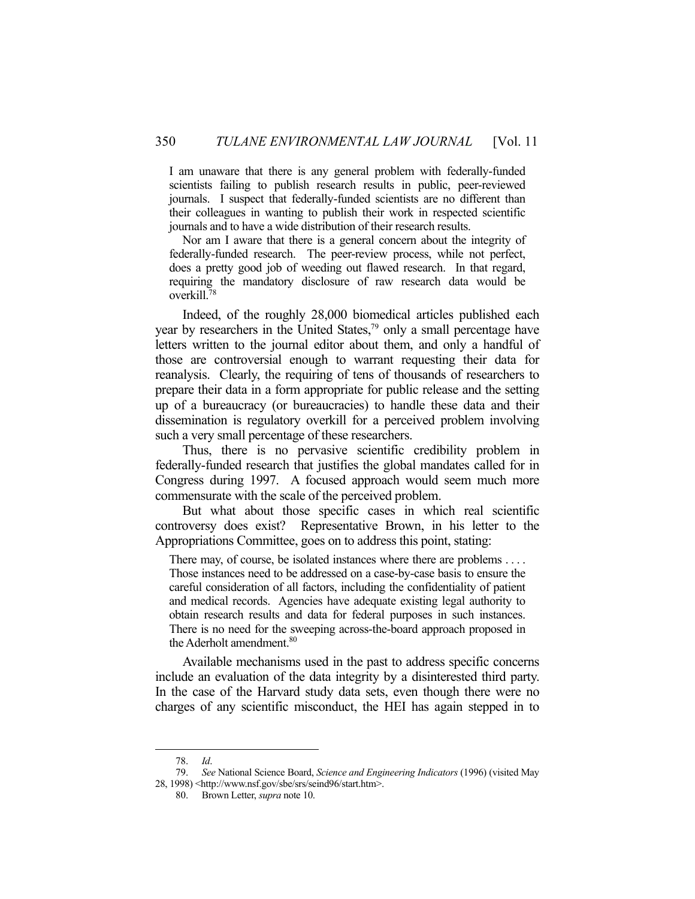I am unaware that there is any general problem with federally-funded scientists failing to publish research results in public, peer-reviewed journals. I suspect that federally-funded scientists are no different than their colleagues in wanting to publish their work in respected scientific journals and to have a wide distribution of their research results.

> Nor am I aware that there is a general concern about the integrity of federally-funded research. The peer-review process, while not perfect, does a pretty good job of weeding out flawed research. In that regard, requiring the mandatory disclosure of raw research data would be overkill.[78]

Indeed, of the roughly 28,000 biomedical articles published each year by researchers in the United States,[79] only a small percentage have letters written to the journal editor about them, and only a handful of those are controversial enough to warrant requesting their data for reanalysis. Clearly, the requiring of tens of thousands of researchers to prepare their data in a form appropriate for public release and the setting up of a bureaucracy (or bureaucracies) to handle these data and their dissemination is regulatory overkill for a perceived problem involving such a very small percentage of these researchers.

Thus, there is no pervasive scientific credibility problem in federally-funded research that justifies the global mandates called for in Congress during 1997. A focused approach would seem much more commensurate with the scale of the perceived problem.

But what about those specific cases in which real scientific controversy does exist? Representative Brown, in his letter to the Appropriations Committee, goes on to address this point, stating:

> There may, of course, be isolated instances where there are problems . . . . Those instances need to be addressed on a case-by-case basis to ensure the careful consideration of all factors, including the confidentiality of patient and medical records. Agencies have adequate existing legal authority to obtain research results and data for federal purposes in such instances. There is no need for the sweeping across-the-board approach proposed in the Aderholt amendment.[80]

Available mechanisms used in the past to address specific concerns include an evaluation of the data integrity by a disinterested third party. In the case of the Harvard study data sets, even though there were no charges of any scientific misconduct, the HEI has again stepped in to

---

78. *Id*.

79. *See* National Science Board, *Science and Engineering Indicators* (1996) (visited May 28, 1998) <http://www.nsf.gov/sbe/srs/seind96/start.htm>.

80. Brown Letter, *supra* note 10.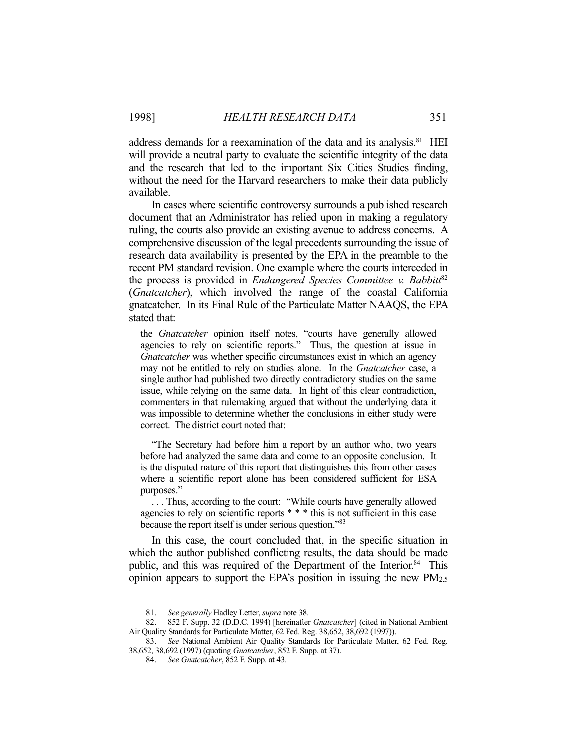address demands for a reexamination of the data and its analysis.[81] HEI will provide a neutral party to evaluate the scientific integrity of the data and the research that led to the important Six Cities Studies finding, without the need for the Harvard researchers to make their data publicly available.

In cases where scientific controversy surrounds a published research document that an Administrator has relied upon in making a regulatory ruling, the courts also provide an existing avenue to address concerns. A comprehensive discussion of the legal precedents surrounding the issue of research data availability is presented by the EPA in the preamble to the recent PM standard revision. One example where the courts interceded in the process is provided in *Endangered Species Committee v. Babbitt*[82] (*Gnatcatcher*), which involved the range of the coastal California gnatcatcher. In its Final Rule of the Particulate Matter NAAQS, the EPA stated that:

> the *Gnatcatcher* opinion itself notes, "courts have generally allowed agencies to rely on scientific reports." Thus, the question at issue in *Gnatcatcher* was whether specific circumstances exist in which an agency may not be entitled to rely on studies alone. In the *Gnatcatcher* case, a single author had published two directly contradictory studies on the same issue, while relying on the same data. In light of this clear contradiction, commenters in that rulemaking argued that without the underlying data it was impossible to determine whether the conclusions in either study were correct. The district court noted that:
>
> "The Secretary had before him a report by an author who, two years before had analyzed the same data and come to an opposite conclusion. It is the disputed nature of this report that distinguishes this from other cases where a scientific report alone has been considered sufficient for ESA purposes."
>
> . . . Thus, according to the court: "While courts have generally allowed agencies to rely on scientific reports * * * this is not sufficient in this case because the report itself is under serious question."[83]

In this case, the court concluded that, in the specific situation in which the author published conflicting results, the data should be made public, and this was required of the Department of the Interior.[84] This opinion appears to support the EPA's position in issuing the new $PM_{2.5}$

---

81. *See generally* Hadley Letter, *supra* note 38.

82. 852 F. Supp. 32 (D.D.C. 1994) [hereinafter *Gnatcatcher*] (cited in National Ambient Air Quality Standards for Particulate Matter, 62 Fed. Reg. 38,652, 38,692 (1997)).

83. *See* National Ambient Air Quality Standards for Particulate Matter, 62 Fed. Reg. 38,652, 38,692 (1997) (quoting *Gnatcatcher*, 852 F. Supp. at 37).

84. *See Gnatcatcher*, 852 F. Supp. at 43.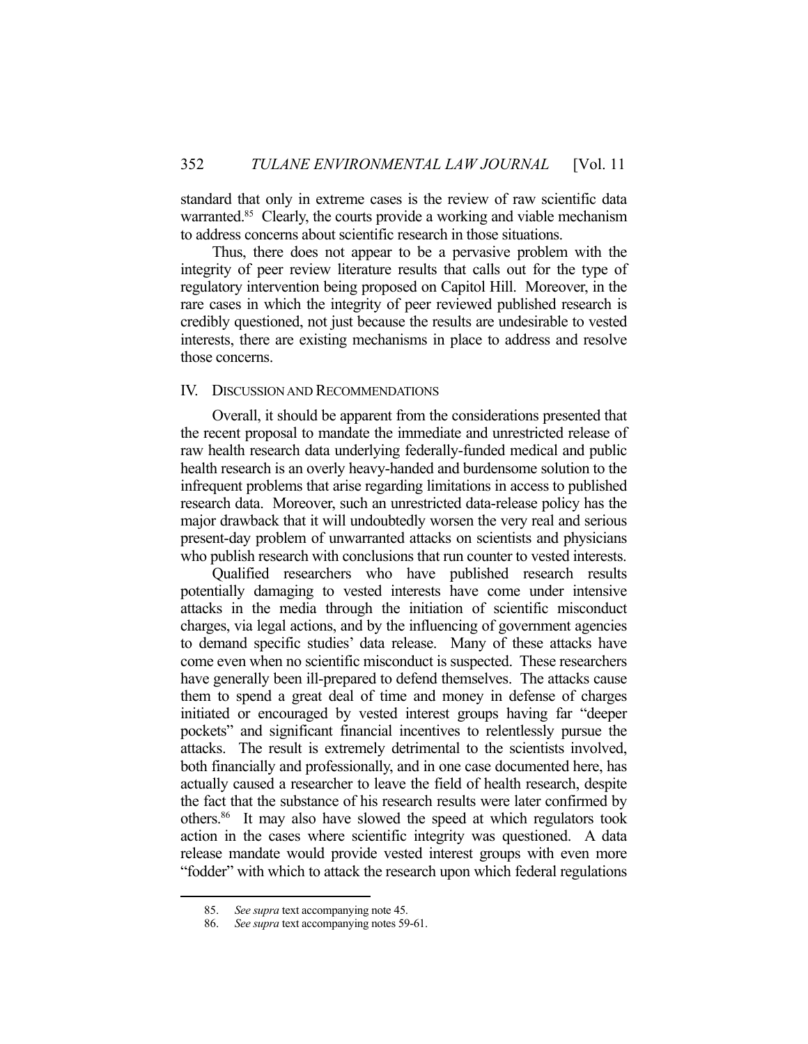standard that only in extreme cases is the review of raw scientific data warranted.[85] Clearly, the courts provide a working and viable mechanism to address concerns about scientific research in those situations.

Thus, there does not appear to be a pervasive problem with the integrity of peer review literature results that calls out for the type of regulatory intervention being proposed on Capitol Hill. Moreover, in the rare cases in which the integrity of peer reviewed published research is credibly questioned, not just because the results are undesirable to vested interests, there are existing mechanisms in place to address and resolve those concerns.

## IV. DISCUSSION AND RECOMMENDATIONS

Overall, it should be apparent from the considerations presented that the recent proposal to mandate the immediate and unrestricted release of raw health research data underlying federally-funded medical and public health research is an overly heavy-handed and burdensome solution to the infrequent problems that arise regarding limitations in access to published research data. Moreover, such an unrestricted data-release policy has the major drawback that it will undoubtedly worsen the very real and serious present-day problem of unwarranted attacks on scientists and physicians who publish research with conclusions that run counter to vested interests.

Qualified researchers who have published research results potentially damaging to vested interests have come under intensive attacks in the media through the initiation of scientific misconduct charges, via legal actions, and by the influencing of government agencies to demand specific studies' data release. Many of these attacks have come even when no scientific misconduct is suspected. These researchers have generally been ill-prepared to defend themselves. The attacks cause them to spend a great deal of time and money in defense of charges initiated or encouraged by vested interest groups having far "deeper pockets" and significant financial incentives to relentlessly pursue the attacks. The result is extremely detrimental to the scientists involved, both financially and professionally, and in one case documented here, has actually caused a researcher to leave the field of health research, despite the fact that the substance of his research results were later confirmed by others.[86] It may also have slowed the speed at which regulators took action in the cases where scientific integrity was questioned. A data release mandate would provide vested interest groups with even more "fodder" with which to attack the research upon which federal regulations

---

85. *See supra* text accompanying note 45.

86. *See supra* text accompanying notes 59-61.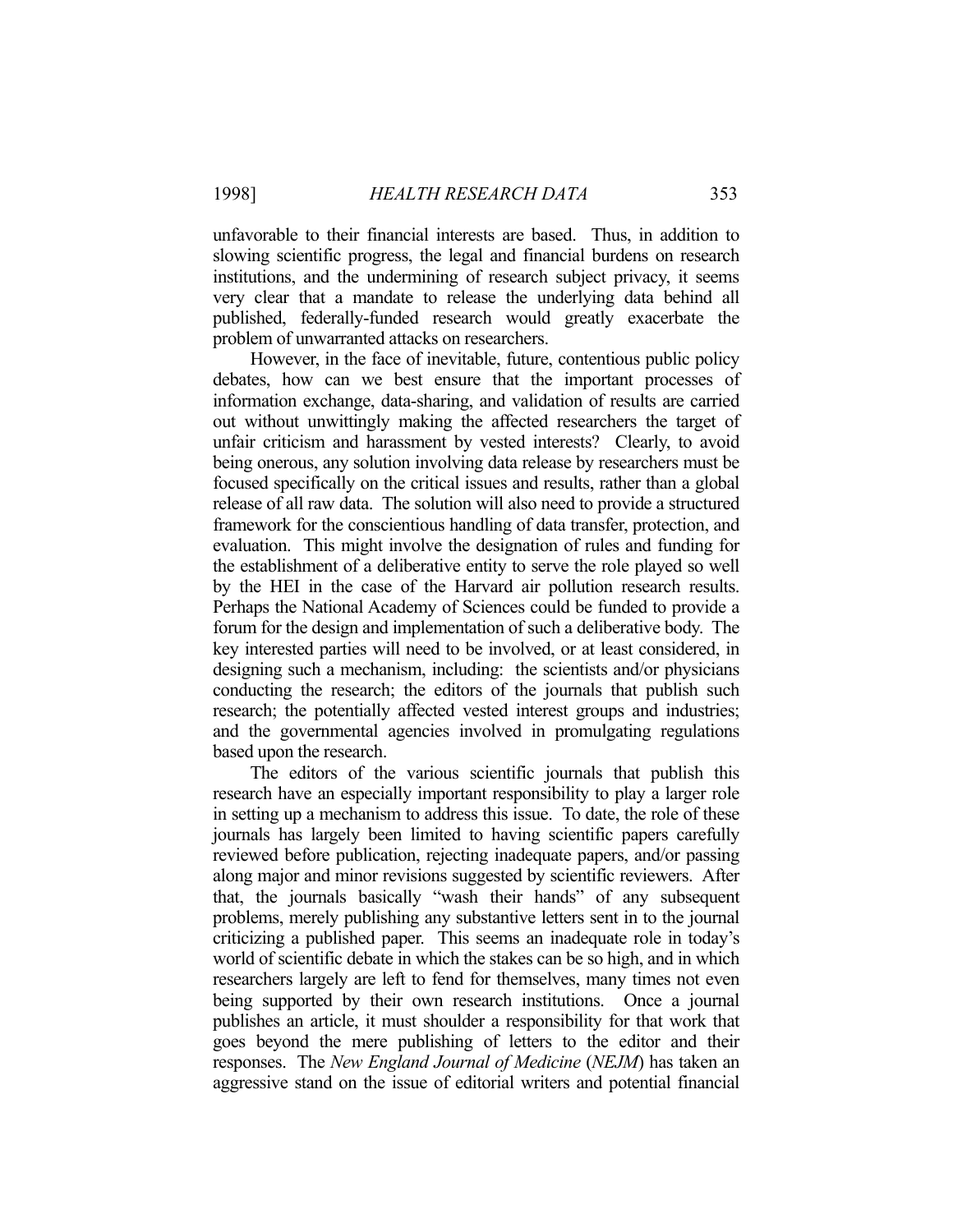unfavorable to their financial interests are based. Thus, in addition to slowing scientific progress, the legal and financial burdens on research institutions, and the undermining of research subject privacy, it seems very clear that a mandate to release the underlying data behind all published, federally-funded research would greatly exacerbate the problem of unwarranted attacks on researchers.

However, in the face of inevitable, future, contentious public policy debates, how can we best ensure that the important processes of information exchange, data-sharing, and validation of results are carried out without unwittingly making the affected researchers the target of unfair criticism and harassment by vested interests? Clearly, to avoid being onerous, any solution involving data release by researchers must be focused specifically on the critical issues and results, rather than a global release of all raw data. The solution will also need to provide a structured framework for the conscientious handling of data transfer, protection, and evaluation. This might involve the designation of rules and funding for the establishment of a deliberative entity to serve the role played so well by the HEI in the case of the Harvard air pollution research results. Perhaps the National Academy of Sciences could be funded to provide a forum for the design and implementation of such a deliberative body. The key interested parties will need to be involved, or at least considered, in designing such a mechanism, including: the scientists and/or physicians conducting the research; the editors of the journals that publish such research; the potentially affected vested interest groups and industries; and the governmental agencies involved in promulgating regulations based upon the research.

The editors of the various scientific journals that publish this research have an especially important responsibility to play a larger role in setting up a mechanism to address this issue. To date, the role of these journals has largely been limited to having scientific papers carefully reviewed before publication, rejecting inadequate papers, and/or passing along major and minor revisions suggested by scientific reviewers. After that, the journals basically "wash their hands" of any subsequent problems, merely publishing any substantive letters sent in to the journal criticizing a published paper. This seems an inadequate role in today's world of scientific debate in which the stakes can be so high, and in which researchers largely are left to fend for themselves, many times not even being supported by their own research institutions. Once a journal publishes an article, it must shoulder a responsibility for that work that goes beyond the mere publishing of letters to the editor and their responses. The *New England Journal of Medicine* (*NEJM*) has taken an aggressive stand on the issue of editorial writers and potential financial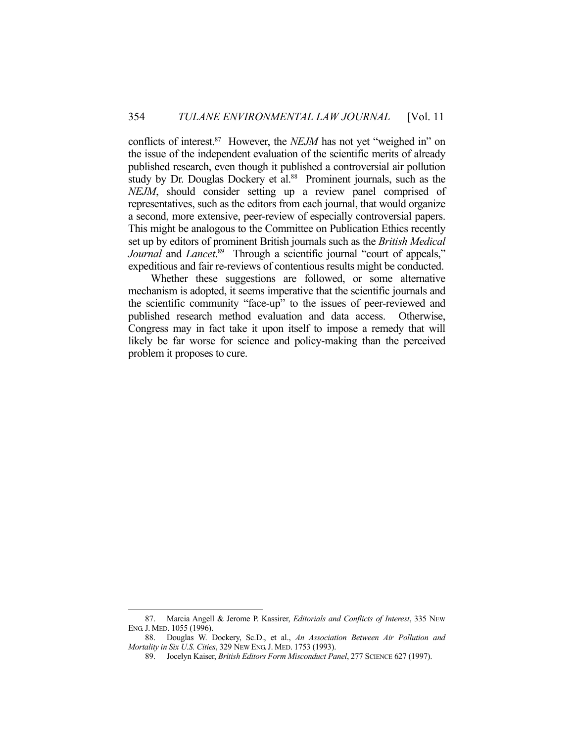conflicts of interest.[87] However, the *NEJM* has not yet "weighed in" on the issue of the independent evaluation of the scientific merits of already published research, even though it published a controversial air pollution study by Dr. Douglas Dockery et al.[88] Prominent journals, such as the *NEJM*, should consider setting up a review panel comprised of representatives, such as the editors from each journal, that would organize a second, more extensive, peer-review of especially controversial papers. This might be analogous to the Committee on Publication Ethics recently set up by editors of prominent British journals such as the *British Medical Journal* and *Lancet*.[89] Through a scientific journal "court of appeals," expeditious and fair re-reviews of contentious results might be conducted.

Whether these suggestions are followed, or some alternative mechanism is adopted, it seems imperative that the scientific journals and the scientific community "face-up" to the issues of peer-reviewed and published research method evaluation and data access. Otherwise, Congress may in fact take it upon itself to impose a remedy that will likely be far worse for science and policy-making than the perceived problem it proposes to cure.

---

87. Marcia Angell & Jerome P. Kassirer, *Editorials and Conflicts of Interest*, 335 NEW ENG. J. MED. 1055 (1996).

88. Douglas W. Dockery, Sc.D., et al., *An Association Between Air Pollution and Mortality in Six U.S. Cities*, 329 NEW ENG. J. MED. 1753 (1993).

89. Jocelyn Kaiser, *British Editors Form Misconduct Panel*, 277 SCIENCE 627 (1997).